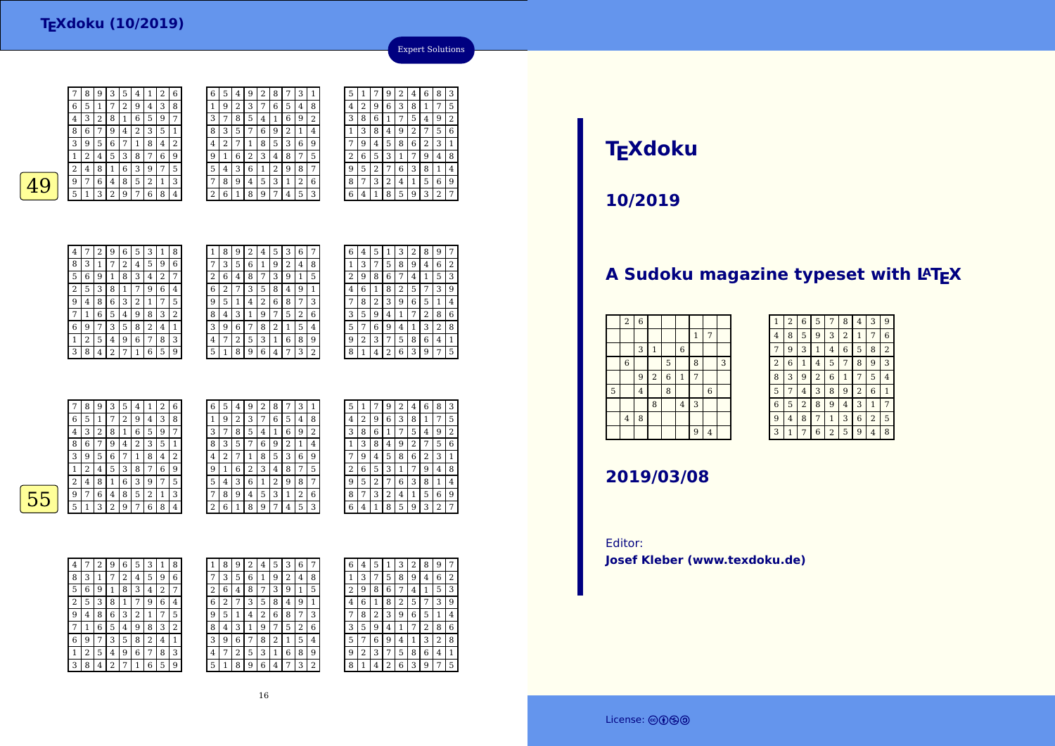# TEXdoku (10/2019)

Expert Solutions

**49**

| 7 | 8 | 9 | 3 | 5 | 4 | 1 | 2 | 6 |
|---|---|---|---|---|---|---|---|---|
| 6 | 5 | 1 | 7 | 2 | 9 | 4 | 3 | 8 |
| 4 | 3 | 2 | 8 | 1 | 6 | 5 | 9 | 7 |
| 8 | 6 | 7 | 9 | 4 | 2 | 3 | 5 | 1 |
| 3 | 9 | 5 | 6 | 7 | 1 | 8 | 4 | 2 |
| 1 | 2 | 4 | 5 | 3 | 8 | 7 | 6 | 9 |
| 2 | 4 | 8 | 1 | 6 | 3 | 9 | 7 | 5 |
| 9 | 7 | 6 | 4 | 8 | 5 | 2 | 1 | 3 |
| 5 | 1 | 3 | 2 | 9 | 7 | 6 | 8 | 4 |

| 6 | 5 | 4 | 9 | 2 | 8 | 7 | 3 | 1 |
|---|---|---|---|---|---|---|---|---|
| 1 | 9 | 2 | 3 | 7 | 6 | 5 | 4 | 8 |
| 3 | 7 | 8 | 5 | 4 | 1 | 6 | 9 | 2 |
| 8 | 3 | 5 | 7 | 6 | 9 | 2 | 1 | 4 |
| 4 | 2 | 7 | 1 | 8 | 5 | 3 | 6 | 9 |
| 9 | 1 | 6 | 2 | 3 | 4 | 8 | 7 | 5 |
| 5 | 4 | 3 | 6 | 1 | 2 | 9 | 8 | 7 |
| 7 | 8 | 9 | 4 | 5 | 3 | 1 | 2 | 6 |
| 2 | 6 | 1 | 8 | 9 | 7 | 4 | 5 | 3 |

| 5 | 1 | 7 | 9 | 2 | 4 | 6 | 8 | 3 |
|---|---|---|---|---|---|---|---|---|
| 4 | 2 | 9 | 6 | 3 | 8 | 1 | 7 | 5 |
| 3 | 8 | 6 | 1 | 7 | 5 | 4 | 9 | 2 |
| 1 | 3 | 8 | 4 | 9 | 2 | 7 | 5 | 6 |
| 7 | 9 | 4 | 5 | 8 | 6 | 2 | 3 | 1 |
| 2 | 6 | 5 | 3 | 1 | 7 | 9 | 4 | 8 |
| 9 | 5 | 2 | 7 | 6 | 3 | 8 | 1 | 4 |
| 8 | 7 | 3 | 2 | 4 | 1 | 5 | 6 | 9 |
| 6 | 4 | 1 | 8 | 5 | 9 | 3 | 2 | 7 |

| 4 | 7 | 2 | 9 | 6 | 5 | 3 | 1 | 8 |
|---|---|---|---|---|---|---|---|---|
| 8 | 3 | 1 | 7 | 2 | 4 | 5 | 9 | 6 |
| 5 | 6 | 9 | 1 | 8 | 3 | 4 | 2 | 7 |
| 2 | 5 | 3 | 8 | 1 | 7 | 9 | 6 | 4 |
| 9 | 4 | 8 | 6 | 3 | 2 | 1 | 7 | 5 |
| 7 | 1 | 6 | 5 | 4 | 9 | 8 | 3 | 2 |
| 6 | 9 | 7 | 3 | 5 | 8 | 2 | 4 | 1 |
| 1 | 2 | 5 | 4 | 9 | 6 | 7 | 8 | 3 |
| 3 | 8 | 4 | 2 | 7 | 1 | 6 | 5 | 9 |

| 1 | 8 | 9 | 2 | 4 | 5 | 3 | 6 | 7 |
|---|---|---|---|---|---|---|---|---|
| 7 | 3 | 5 | 6 | 1 | 9 | 2 | 4 | 8 |
| 2 | 6 | 4 | 8 | 7 | 3 | 9 | 1 | 5 |
| 6 | 2 | 7 | 3 | 5 | 8 | 4 | 9 | 1 |
| 9 | 5 | 1 | 4 | 2 | 6 | 8 | 7 | 3 |
| 8 | 4 | 3 | 1 | 9 | 7 | 5 | 2 | 6 |
| 3 | 9 | 6 | 7 | 8 | 2 | 1 | 5 | 4 |
| 4 | 7 | 2 | 5 | 3 | 1 | 6 | 8 | 9 |
| 5 | 1 | 8 | 9 | 6 | 4 | 7 | 3 | 2 |

| 6 | 4 | 5 | 1 | 3 | 2 | 8 | 9 | 7 |
|---|---|---|---|---|---|---|---|---|
| 1 | 3 | 7 | 5 | 8 | 9 | 4 | 6 | 2 |
| 2 | 9 | 8 | 6 | 7 | 4 | 1 | 5 | 3 |
| 4 | 6 | 1 | 8 | 2 | 5 | 7 | 3 | 9 |
| 7 | 8 | 2 | 3 | 9 | 6 | 5 | 1 | 4 |
| 3 | 5 | 9 | 4 | 1 | 7 | 2 | 8 | 6 |
| 5 | 7 | 6 | 9 | 4 | 1 | 3 | 2 | 8 |
| 9 | 2 | 3 | 7 | 5 | 8 | 6 | 4 | 1 |
| 8 | 1 | 4 | 2 | 6 | 3 | 9 | 7 | 5 |

**55**

| 7 | 8 | 9 | 3 | 5 | 4 | 1 | 2 | 6 |
|---|---|---|---|---|---|---|---|---|
| 6 | 5 | 1 | 7 | 2 | 9 | 4 | 3 | 8 |
| 4 | 3 | 2 | 8 | 1 | 6 | 5 | 9 | 7 |
| 8 | 6 | 7 | 9 | 4 | 2 | 3 | 5 | 1 |
| 3 | 9 | 5 | 6 | 7 | 1 | 8 | 4 | 2 |
| 1 | 2 | 4 | 5 | 3 | 8 | 7 | 6 | 9 |
| 2 | 4 | 8 | 1 | 6 | 3 | 9 | 7 | 5 |
| 9 | 7 | 6 | 4 | 8 | 5 | 2 | 1 | 3 |
| 5 | 1 | 3 | 2 | 9 | 7 | 6 | 8 | 4 |

| 6 | 5 | 4 | 9 | 2 | 8 | 7 | 3 | 1 |
|---|---|---|---|---|---|---|---|---|
| 1 | 9 | 2 | 3 | 7 | 6 | 5 | 4 | 8 |
| 3 | 7 | 8 | 5 | 4 | 1 | 6 | 9 | 2 |
| 8 | 3 | 5 | 7 | 6 | 9 | 2 | 1 | 4 |
| 4 | 2 | 7 | 1 | 8 | 5 | 3 | 6 | 9 |
| 9 | 1 | 6 | 2 | 3 | 4 | 8 | 7 | 5 |
| 5 | 4 | 3 | 6 | 1 | 2 | 9 | 8 | 7 |
| 7 | 8 | 9 | 4 | 5 | 3 | 1 | 2 | 6 |
| 2 | 6 | 1 | 8 | 9 | 7 | 4 | 5 | 3 |

| 5 | 1 | 7 | 9 | 2 | 4 | 6 | 8 | 3 |
|---|---|---|---|---|---|---|---|---|
| 4 | 2 | 9 | 6 | 3 | 8 | 1 | 7 | 5 |
| 3 | 8 | 6 | 1 | 7 | 5 | 4 | 9 | 2 |
| 1 | 3 | 8 | 4 | 9 | 2 | 7 | 5 | 6 |
| 7 | 9 | 4 | 5 | 8 | 6 | 2 | 3 | 1 |
| 2 | 6 | 5 | 3 | 1 | 7 | 9 | 4 | 8 |
| 9 | 5 | 2 | 7 | 6 | 3 | 8 | 1 | 4 |
| 8 | 7 | 3 | 2 | 4 | 1 | 5 | 6 | 9 |
| 6 | 4 | 1 | 8 | 5 | 9 | 3 | 2 | 7 |

| 4 | 7 | 2 | 9 | 6 | 5 | 3 | 1 | 8 |
|---|---|---|---|---|---|---|---|---|
| 8 | 3 | 1 | 7 | 2 | 4 | 5 | 9 | 6 |
| 5 | 6 | 9 | 1 | 8 | 3 | 4 | 2 | 7 |
| 2 | 5 | 3 | 8 | 1 | 7 | 9 | 6 | 4 |
| 9 | 4 | 8 | 6 | 3 | 2 | 1 | 7 | 5 |
| 7 | 1 | 6 | 5 | 4 | 9 | 8 | 3 | 2 |
| 6 | 9 | 7 | 3 | 5 | 8 | 2 | 4 | 1 |
| 1 | 2 | 5 | 4 | 9 | 6 | 7 | 8 | 3 |
| 3 | 8 | 4 | 2 | 7 | 1 | 6 | 5 | 9 |

| 1 | 8 | 9 | 2 | 4 | 5 | 3 | 6 | 7 |
|---|---|---|---|---|---|---|---|---|
| 7 | 3 | 5 | 6 | 1 | 9 | 2 | 4 | 8 |
| 2 | 6 | 4 | 8 | 7 | 3 | 9 | 1 | 5 |
| 6 | 2 | 7 | 3 | 5 | 8 | 4 | 9 | 1 |
| 9 | 5 | 1 | 4 | 2 | 6 | 8 | 7 | 3 |
| 8 | 4 | 3 | 1 | 9 | 7 | 5 | 2 | 6 |
| 3 | 9 | 6 | 7 | 8 | 2 | 1 | 5 | 4 |
| 4 | 7 | 2 | 5 | 3 | 1 | 6 | 8 | 9 |
| 5 | 1 | 8 | 9 | 6 | 4 | 7 | 3 | 2 |

| 6 | 4 | 5 | 1 | 3 | 2 | 8 | 9 | 7 |
|---|---|---|---|---|---|---|---|---|
| 1 | 3 | 7 | 5 | 8 | 9 | 4 | 6 | 2 |
| 2 | 9 | 8 | 6 | 7 | 4 | 1 | 5 | 3 |
| 4 | 6 | 1 | 8 | 2 | 5 | 7 | 3 | 9 |
| 7 | 8 | 2 | 3 | 9 | 6 | 5 | 1 | 4 |
| 3 | 5 | 9 | 4 | 1 | 7 | 2 | 8 | 6 |
| 5 | 7 | 6 | 9 | 4 | 1 | 3 | 2 | 8 |
| 9 | 2 | 3 | 7 | 5 | 8 | 6 | 4 | 1 |
| 8 | 1 | 4 | 2 | 6 | 3 | 9 | 7 | 5 |

# TEXdoku

## 10/2019

## A Sudoku magazine typeset with LATEX

|   | 2 | 6 |   |   |   |   |   |   |
|---|---|---|---|---|---|---|---|---|
|   |   |   |   |   |   | 1 | 7 |   |
|   |   | 3 | 1 |   | 6 |   |   |   |
|   | 6 |   |   | 5 |   | 8 |   | 3 |
|   |   | 9 | 2 | 6 | 1 | 7 |   |   |
| 5 |   | 4 |   | 8 |   |   | 6 |   |
|   |   |   | 8 |   | 4 | 3 |   |   |
|   | 4 | 8 |   |   |   |   |   |   |
|   |   |   |   |   |   | 9 | 4 |   |

| 1 | 2 | 6 | 5 | 7 | 8 | 4 | 3 | 9 |
|---|---|---|---|---|---|---|---|---|
| 4 | 8 | 5 | 9 | 3 | 2 | 1 | 7 | 6 |
| 7 | 9 | 3 | 1 | 4 | 6 | 5 | 8 | 2 |
| 2 | 6 | 1 | 4 | 5 | 7 | 8 | 9 | 3 |
| 8 | 3 | 9 | 2 | 6 | 1 | 7 | 5 | 4 |
| 5 | 7 | 4 | 3 | 8 | 9 | 2 | 6 | 1 |
| 6 | 5 | 2 | 8 | 9 | 4 | 3 | 1 | 7 |
| 9 | 4 | 8 | 7 | 1 | 3 | 6 | 2 | 5 |
| 3 | 1 | 7 | 6 | 2 | 5 | 9 | 4 | 8 |

## 2019/03/08

Editor:
**Josef Kleber (www.texdoku.de)**

License: cc by-nc-sa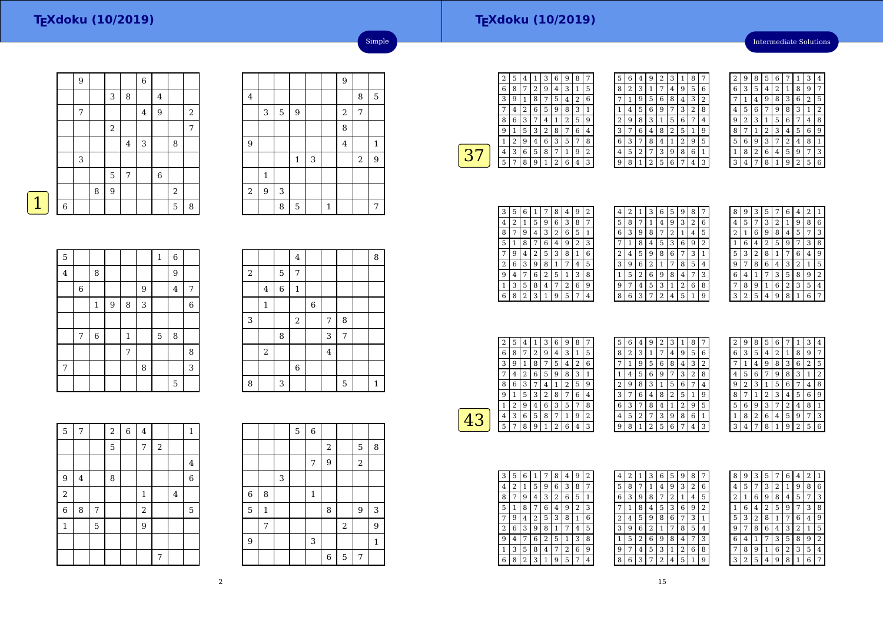# TEXdoku (10/2019)

## Simple

### 1

| | 9 | | | | 6 | | | |
|---|---|---|---|---|---|---|---|---|
| | | | 3 | 8 | | 4 | | |
| | 7 | | | | 4 | 9 | | 2 |
| | | | 2 | | | | | 7 |
| | | | | 4 | 3 | | 8 | |
| | 3 | | | | | | | |
| | | | 5 | 7 | | 6 | | |
| | | 8 | 9 | | | | 2 | |
| 6 | | | | | | | 5 | 8 |

| | | | | | | 9 | | |
|---|---|---|---|---|---|---|---|---|
| 4 | | | | | | | 8 | 5 |
| | 3 | 5 | 9 | | | 2 | 7 | |
| | | | | | | 8 | | |
| 9 | | | | | | 4 | | 1 |
| | | | 1 | 3 | | | 2 | 9 |
| | 1 | | | | | | | |
| 2 | 9 | 3 | | | | | | |
| | | 8 | 5 | | 1 | | | 7 |

| 5 | | | | | | 1 | 6 | |
|---|---|---|---|---|---|---|---|---|
| 4 | | 8 | | | | | 9 | |
| | 6 | | | | 9 | | 4 | 7 |
| | | 1 | 9 | 8 | 3 | | | 6 |
| | | | | | | | | |
| | 7 | 6 | | 1 | | 5 | 8 | |
| | | | | 7 | | | | 8 |
| 7 | | | | | 8 | | | 3 |
| | | | | | | | 5 | |

| | | | 4 | | | | | 8 |
|---|---|---|---|---|---|---|---|---|
| 2 | | 5 | 7 | | | | | |
| | 4 | 6 | 1 | | | | | |
| | 1 | | | 6 | | | | |
| 3 | | | 2 | | 7 | 8 | | |
| | | 8 | | | 3 | 7 | | |
| | 2 | | | | 4 | | | |
| | | | 6 | | | | | |
| 8 | | 3 | | | | 5 | | 1 |

| 5 | 7 | | 2 | 6 | 4 | | | 1 |
|---|---|---|---|---|---|---|---|---|
| | | | 5 | | 7 | 2 | | |
| | | | | | | | | 4 |
| 9 | 4 | | 8 | | | | | 6 |
| 2 | | | | | 1 | | 4 | |
| 6 | 8 | 7 | | | 2 | | | 5 |
| 1 | | 5 | | | 9 | | | |
| | | | | | | | | |
| | | | | | | 7 | | |

| | | | 5 | 6 | | | | |
|---|---|---|---|---|---|---|---|---|
| | | | | | 2 | | 5 | 8 |
| | | | | 7 | 9 | | 2 | |
| | | 3 | | | | | | |
| 6 | 8 | | | 1 | | | | |
| 5 | 1 | | | | 8 | | 9 | 3 |
| | 7 | | | | | 2 | | 9 |
| 9 | | | | 3 | | | | 1 |
| | | | | | 6 | 5 | 7 | |

# TEXdoku (10/2019)

## Intermediate Solutions

### 37

| 2 | 5 | 4 | 1 | 3 | 6 | 9 | 8 | 7 |
|---|---|---|---|---|---|---|---|---|
| 6 | 8 | 7 | 2 | 9 | 4 | 3 | 1 | 5 |
| 3 | 9 | 1 | 8 | 7 | 5 | 4 | 2 | 6 |
| 7 | 4 | 2 | 6 | 5 | 9 | 8 | 3 | 1 |
| 8 | 6 | 3 | 7 | 4 | 1 | 2 | 5 | 9 |
| 9 | 1 | 5 | 3 | 2 | 8 | 7 | 6 | 4 |
| 1 | 2 | 9 | 4 | 6 | 3 | 5 | 7 | 8 |
| 4 | 3 | 6 | 5 | 8 | 7 | 1 | 9 | 2 |
| 5 | 7 | 8 | 9 | 1 | 2 | 6 | 4 | 3 |

| 5 | 6 | 4 | 9 | 2 | 3 | 1 | 8 | 7 |
|---|---|---|---|---|---|---|---|---|
| 8 | 2 | 3 | 1 | 7 | 4 | 9 | 5 | 6 |
| 7 | 1 | 9 | 5 | 6 | 8 | 4 | 3 | 2 |
| 1 | 4 | 5 | 6 | 9 | 7 | 3 | 2 | 8 |
| 2 | 9 | 8 | 3 | 1 | 5 | 6 | 7 | 4 |
| 3 | 7 | 6 | 4 | 8 | 2 | 5 | 1 | 9 |
| 6 | 3 | 7 | 8 | 4 | 1 | 2 | 9 | 5 |
| 4 | 5 | 2 | 7 | 3 | 9 | 8 | 6 | 1 |
| 9 | 8 | 1 | 2 | 5 | 6 | 7 | 4 | 3 |

| 2 | 9 | 8 | 5 | 6 | 7 | 1 | 3 | 4 |
|---|---|---|---|---|---|---|---|---|
| 6 | 3 | 5 | 4 | 2 | 1 | 8 | 9 | 7 |
| 7 | 1 | 4 | 9 | 8 | 3 | 6 | 2 | 5 |
| 4 | 5 | 6 | 7 | 9 | 8 | 3 | 1 | 2 |
| 9 | 2 | 3 | 1 | 5 | 6 | 7 | 4 | 8 |
| 8 | 7 | 1 | 2 | 3 | 4 | 5 | 6 | 9 |
| 5 | 6 | 9 | 3 | 7 | 2 | 4 | 8 | 1 |
| 1 | 8 | 2 | 6 | 4 | 5 | 9 | 7 | 3 |
| 3 | 4 | 7 | 8 | 1 | 9 | 2 | 5 | 6 |

| 3 | 5 | 6 | 1 | 7 | 8 | 4 | 9 | 2 |
|---|---|---|---|---|---|---|---|---|
| 4 | 2 | 1 | 5 | 9 | 6 | 3 | 8 | 7 |
| 8 | 7 | 9 | 4 | 3 | 2 | 6 | 5 | 1 |
| 5 | 1 | 8 | 7 | 6 | 4 | 9 | 2 | 3 |
| 7 | 9 | 4 | 2 | 5 | 3 | 8 | 1 | 6 |
| 2 | 6 | 3 | 9 | 8 | 1 | 7 | 4 | 5 |
| 9 | 4 | 7 | 6 | 2 | 5 | 1 | 3 | 8 |
| 1 | 3 | 5 | 8 | 4 | 7 | 2 | 6 | 9 |
| 6 | 8 | 2 | 3 | 1 | 9 | 5 | 7 | 4 |

| 4 | 2 | 1 | 3 | 6 | 5 | 9 | 8 | 7 |
|---|---|---|---|---|---|---|---|---|
| 5 | 8 | 7 | 1 | 4 | 9 | 3 | 2 | 6 |
| 6 | 3 | 9 | 8 | 7 | 2 | 1 | 4 | 5 |
| 7 | 1 | 8 | 4 | 5 | 3 | 6 | 9 | 2 |
| 2 | 4 | 5 | 9 | 8 | 6 | 7 | 3 | 1 |
| 3 | 9 | 6 | 2 | 1 | 7 | 8 | 5 | 4 |
| 1 | 5 | 2 | 6 | 9 | 8 | 4 | 7 | 3 |
| 9 | 7 | 4 | 5 | 3 | 1 | 2 | 6 | 8 |
| 8 | 6 | 3 | 7 | 2 | 4 | 5 | 1 | 9 |

| 8 | 9 | 3 | 5 | 7 | 6 | 4 | 2 | 1 |
|---|---|---|---|---|---|---|---|---|
| 4 | 5 | 7 | 3 | 2 | 1 | 9 | 8 | 6 |
| 2 | 1 | 6 | 9 | 8 | 4 | 5 | 7 | 3 |
| 1 | 6 | 4 | 2 | 5 | 9 | 7 | 3 | 8 |
| 5 | 3 | 2 | 8 | 1 | 7 | 6 | 4 | 9 |
| 9 | 7 | 8 | 6 | 4 | 3 | 2 | 1 | 5 |
| 6 | 4 | 1 | 7 | 3 | 5 | 8 | 9 | 2 |
| 7 | 8 | 9 | 1 | 6 | 2 | 3 | 5 | 4 |
| 3 | 2 | 5 | 4 | 9 | 8 | 1 | 6 | 7 |

### 43

| 2 | 5 | 4 | 1 | 3 | 6 | 9 | 8 | 7 |
|---|---|---|---|---|---|---|---|---|
| 6 | 8 | 7 | 2 | 9 | 4 | 3 | 1 | 5 |
| 3 | 9 | 1 | 8 | 7 | 5 | 4 | 2 | 6 |
| 7 | 4 | 2 | 6 | 5 | 9 | 8 | 3 | 1 |
| 8 | 6 | 3 | 7 | 4 | 1 | 2 | 5 | 9 |
| 9 | 1 | 5 | 3 | 2 | 8 | 7 | 6 | 4 |
| 1 | 2 | 9 | 4 | 6 | 3 | 5 | 7 | 8 |
| 4 | 3 | 6 | 5 | 8 | 7 | 1 | 9 | 2 |
| 5 | 7 | 8 | 9 | 1 | 2 | 6 | 4 | 3 |

| 5 | 6 | 4 | 9 | 2 | 3 | 1 | 8 | 7 |
|---|---|---|---|---|---|---|---|---|
| 8 | 2 | 3 | 1 | 7 | 4 | 9 | 5 | 6 |
| 7 | 1 | 9 | 5 | 6 | 8 | 4 | 3 | 2 |
| 1 | 4 | 5 | 6 | 9 | 7 | 3 | 2 | 8 |
| 2 | 9 | 8 | 3 | 1 | 5 | 6 | 7 | 4 |
| 3 | 7 | 6 | 4 | 8 | 2 | 5 | 1 | 9 |
| 6 | 3 | 7 | 8 | 4 | 1 | 2 | 9 | 5 |
| 4 | 5 | 2 | 7 | 3 | 9 | 8 | 6 | 1 |
| 9 | 8 | 1 | 2 | 5 | 6 | 7 | 4 | 3 |

| 2 | 9 | 8 | 5 | 6 | 7 | 1 | 3 | 4 |
|---|---|---|---|---|---|---|---|---|
| 6 | 3 | 5 | 4 | 2 | 1 | 8 | 9 | 7 |
| 7 | 1 | 4 | 9 | 8 | 3 | 6 | 2 | 5 |
| 4 | 5 | 6 | 7 | 9 | 8 | 3 | 1 | 2 |
| 9 | 2 | 3 | 1 | 5 | 6 | 7 | 4 | 8 |
| 8 | 7 | 1 | 2 | 3 | 4 | 5 | 6 | 9 |
| 5 | 6 | 9 | 3 | 7 | 2 | 4 | 8 | 1 |
| 1 | 8 | 2 | 6 | 4 | 5 | 9 | 7 | 3 |
| 3 | 4 | 7 | 8 | 1 | 9 | 2 | 5 | 6 |

| 3 | 5 | 6 | 1 | 7 | 8 | 4 | 9 | 2 |
|---|---|---|---|---|---|---|---|---|
| 4 | 2 | 1 | 5 | 9 | 6 | 3 | 8 | 7 |
| 8 | 7 | 9 | 4 | 3 | 2 | 6 | 5 | 1 |
| 5 | 1 | 8 | 7 | 6 | 4 | 9 | 2 | 3 |
| 7 | 9 | 4 | 2 | 5 | 3 | 8 | 1 | 6 |
| 2 | 6 | 3 | 9 | 8 | 1 | 7 | 4 | 5 |
| 9 | 4 | 7 | 6 | 2 | 5 | 1 | 3 | 8 |
| 1 | 3 | 5 | 8 | 4 | 7 | 2 | 6 | 9 |
| 6 | 8 | 2 | 3 | 1 | 9 | 5 | 7 | 4 |

| 4 | 2 | 1 | 3 | 6 | 5 | 9 | 8 | 7 |
|---|---|---|---|---|---|---|---|---|
| 5 | 8 | 7 | 1 | 4 | 9 | 3 | 2 | 6 |
| 6 | 3 | 9 | 8 | 7 | 2 | 1 | 4 | 5 |
| 7 | 1 | 8 | 4 | 5 | 3 | 6 | 9 | 2 |
| 2 | 4 | 5 | 9 | 8 | 6 | 7 | 3 | 1 |
| 3 | 9 | 6 | 2 | 1 | 7 | 8 | 5 | 4 |
| 1 | 5 | 2 | 6 | 9 | 8 | 4 | 7 | 3 |
| 9 | 7 | 4 | 5 | 3 | 1 | 2 | 6 | 8 |
| 8 | 6 | 3 | 7 | 2 | 4 | 5 | 1 | 9 |

| 8 | 9 | 3 | 5 | 7 | 6 | 4 | 2 | 1 |
|---|---|---|---|---|---|---|---|---|
| 4 | 5 | 7 | 3 | 2 | 1 | 9 | 8 | 6 |
| 2 | 1 | 6 | 9 | 8 | 4 | 5 | 7 | 3 |
| 1 | 6 | 4 | 2 | 5 | 9 | 7 | 3 | 8 |
| 5 | 3 | 2 | 8 | 1 | 7 | 6 | 4 | 9 |
| 9 | 7 | 8 | 6 | 4 | 3 | 2 | 1 | 5 |
| 6 | 4 | 1 | 7 | 3 | 5 | 8 | 9 | 2 |
| 7 | 8 | 9 | 1 | 6 | 2 | 3 | 5 | 4 |
| 3 | 2 | 5 | 4 | 9 | 8 | 1 | 6 | 7 |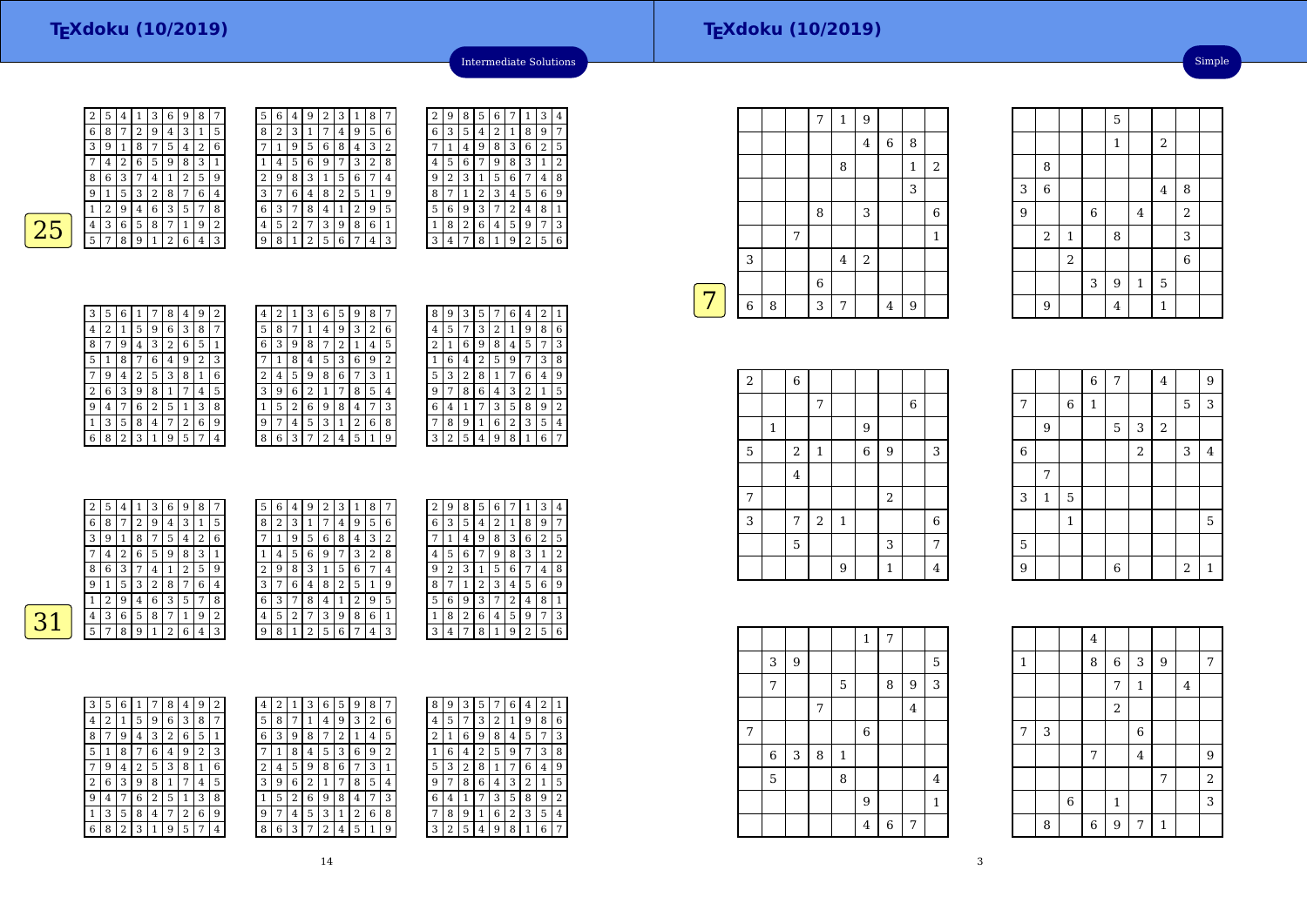Intermediate Solutions

## 25

| | | | | | | | | |
|---|---|---|---|---|---|---|---|---|
| 2 | 5 | 4 | 1 | 3 | 6 | 9 | 8 | 7 |
| 6 | 8 | 7 | 2 | 9 | 4 | 3 | 1 | 5 |
| 3 | 9 | 1 | 8 | 7 | 5 | 4 | 2 | 6 |
| 7 | 4 | 2 | 6 | 5 | 9 | 8 | 3 | 1 |
| 8 | 6 | 3 | 7 | 4 | 1 | 2 | 5 | 9 |
| 9 | 1 | 5 | 3 | 2 | 8 | 7 | 6 | 4 |
| 1 | 2 | 9 | 4 | 6 | 3 | 5 | 7 | 8 |
| 4 | 3 | 6 | 5 | 8 | 7 | 1 | 9 | 2 |
| 5 | 7 | 8 | 9 | 1 | 2 | 6 | 4 | 3 |

| | | | | | | | | |
|---|---|---|---|---|---|---|---|---|
| 5 | 6 | 4 | 9 | 2 | 3 | 1 | 8 | 7 |
| 8 | 2 | 3 | 1 | 7 | 4 | 9 | 5 | 6 |
| 7 | 1 | 9 | 5 | 6 | 8 | 4 | 3 | 2 |
| 1 | 4 | 5 | 6 | 9 | 7 | 3 | 2 | 8 |
| 2 | 9 | 8 | 3 | 1 | 5 | 6 | 7 | 4 |
| 3 | 7 | 6 | 4 | 8 | 2 | 5 | 1 | 9 |
| 6 | 3 | 7 | 8 | 4 | 1 | 2 | 9 | 5 |
| 4 | 5 | 2 | 7 | 3 | 9 | 8 | 6 | 1 |
| 9 | 8 | 1 | 2 | 5 | 6 | 7 | 4 | 3 |

| | | | | | | | | |
|---|---|---|---|---|---|---|---|---|
| 2 | 9 | 8 | 5 | 6 | 7 | 1 | 3 | 4 |
| 6 | 3 | 5 | 4 | 2 | 1 | 8 | 9 | 7 |
| 7 | 1 | 4 | 9 | 8 | 3 | 6 | 2 | 5 |
| 4 | 5 | 6 | 7 | 9 | 8 | 3 | 1 | 2 |
| 9 | 2 | 3 | 1 | 5 | 6 | 7 | 4 | 8 |
| 8 | 7 | 1 | 2 | 3 | 4 | 5 | 6 | 9 |
| 5 | 6 | 9 | 3 | 7 | 2 | 4 | 8 | 1 |
| 1 | 8 | 2 | 6 | 4 | 5 | 9 | 7 | 3 |
| 3 | 4 | 7 | 8 | 1 | 9 | 2 | 5 | 6 |

| | | | | | | | | |
|---|---|---|---|---|---|---|---|---|
| 3 | 5 | 6 | 1 | 7 | 8 | 4 | 9 | 2 |
| 4 | 2 | 1 | 5 | 9 | 6 | 3 | 8 | 7 |
| 8 | 7 | 9 | 4 | 3 | 2 | 6 | 5 | 1 |
| 5 | 1 | 8 | 7 | 6 | 4 | 9 | 2 | 3 |
| 7 | 9 | 4 | 2 | 5 | 3 | 8 | 1 | 6 |
| 2 | 6 | 3 | 9 | 8 | 1 | 7 | 4 | 5 |
| 9 | 4 | 7 | 6 | 2 | 5 | 1 | 3 | 8 |
| 1 | 3 | 5 | 8 | 4 | 7 | 2 | 6 | 9 |
| 6 | 8 | 2 | 3 | 1 | 9 | 5 | 7 | 4 |

| | | | | | | | | |
|---|---|---|---|---|---|---|---|---|
| 4 | 2 | 1 | 3 | 6 | 5 | 9 | 8 | 7 |
| 5 | 8 | 7 | 1 | 4 | 9 | 3 | 2 | 6 |
| 6 | 3 | 9 | 8 | 7 | 2 | 1 | 4 | 5 |
| 7 | 1 | 8 | 4 | 5 | 3 | 6 | 9 | 2 |
| 2 | 4 | 5 | 9 | 8 | 6 | 7 | 3 | 1 |
| 3 | 9 | 6 | 2 | 1 | 7 | 8 | 5 | 4 |
| 1 | 5 | 2 | 6 | 9 | 8 | 4 | 7 | 3 |
| 9 | 7 | 4 | 5 | 3 | 1 | 2 | 6 | 8 |
| 8 | 6 | 3 | 7 | 2 | 4 | 5 | 1 | 9 |

| | | | | | | | | |
|---|---|---|---|---|---|---|---|---|
| 8 | 9 | 3 | 5 | 7 | 6 | 4 | 2 | 1 |
| 4 | 5 | 7 | 3 | 2 | 1 | 9 | 8 | 6 |
| 2 | 1 | 6 | 9 | 8 | 4 | 5 | 7 | 3 |
| 1 | 6 | 4 | 2 | 5 | 9 | 7 | 3 | 8 |
| 5 | 3 | 2 | 8 | 1 | 7 | 6 | 4 | 9 |
| 9 | 7 | 8 | 6 | 4 | 3 | 2 | 1 | 5 |
| 6 | 4 | 1 | 7 | 3 | 5 | 8 | 9 | 2 |
| 7 | 8 | 9 | 1 | 6 | 2 | 3 | 5 | 4 |
| 3 | 2 | 5 | 4 | 9 | 8 | 1 | 6 | 7 |

## 31

| | | | | | | | | |
|---|---|---|---|---|---|---|---|---|
| 2 | 5 | 4 | 1 | 3 | 6 | 9 | 8 | 7 |
| 6 | 8 | 7 | 2 | 9 | 4 | 3 | 1 | 5 |
| 3 | 9 | 1 | 8 | 7 | 5 | 4 | 2 | 6 |
| 7 | 4 | 2 | 6 | 5 | 9 | 8 | 3 | 1 |
| 8 | 6 | 3 | 7 | 4 | 1 | 2 | 5 | 9 |
| 9 | 1 | 5 | 3 | 2 | 8 | 7 | 6 | 4 |
| 1 | 2 | 9 | 4 | 6 | 3 | 5 | 7 | 8 |
| 4 | 3 | 6 | 5 | 8 | 7 | 1 | 9 | 2 |
| 5 | 7 | 8 | 9 | 1 | 2 | 6 | 4 | 3 |

| | | | | | | | | |
|---|---|---|---|---|---|---|---|---|
| 5 | 6 | 4 | 9 | 2 | 3 | 1 | 8 | 7 |
| 8 | 2 | 3 | 1 | 7 | 4 | 9 | 5 | 6 |
| 7 | 1 | 9 | 5 | 6 | 8 | 4 | 3 | 2 |
| 1 | 4 | 5 | 6 | 9 | 7 | 3 | 2 | 8 |
| 2 | 9 | 8 | 3 | 1 | 5 | 6 | 7 | 4 |
| 3 | 7 | 6 | 4 | 8 | 2 | 5 | 1 | 9 |
| 6 | 3 | 7 | 8 | 4 | 1 | 2 | 9 | 5 |
| 4 | 5 | 2 | 7 | 3 | 9 | 8 | 6 | 1 |
| 9 | 8 | 1 | 2 | 5 | 6 | 7 | 4 | 3 |

| | | | | | | | | |
|---|---|---|---|---|---|---|---|---|
| 2 | 9 | 8 | 5 | 6 | 7 | 1 | 3 | 4 |
| 6 | 3 | 5 | 4 | 2 | 1 | 8 | 9 | 7 |
| 7 | 1 | 4 | 9 | 8 | 3 | 6 | 2 | 5 |
| 4 | 5 | 6 | 7 | 9 | 8 | 3 | 1 | 2 |
| 9 | 2 | 3 | 1 | 5 | 6 | 7 | 4 | 8 |
| 8 | 7 | 1 | 2 | 3 | 4 | 5 | 6 | 9 |
| 5 | 6 | 9 | 3 | 7 | 2 | 4 | 8 | 1 |
| 1 | 8 | 2 | 6 | 4 | 5 | 9 | 7 | 3 |
| 3 | 4 | 7 | 8 | 1 | 9 | 2 | 5 | 6 |

| | | | | | | | | |
|---|---|---|---|---|---|---|---|---|
| 3 | 5 | 6 | 1 | 7 | 8 | 4 | 9 | 2 |
| 4 | 2 | 1 | 5 | 9 | 6 | 3 | 8 | 7 |
| 8 | 7 | 9 | 4 | 3 | 2 | 6 | 5 | 1 |
| 5 | 1 | 8 | 7 | 6 | 4 | 9 | 2 | 3 |
| 7 | 9 | 4 | 2 | 5 | 3 | 8 | 1 | 6 |
| 2 | 6 | 3 | 9 | 8 | 1 | 7 | 4 | 5 |
| 9 | 4 | 7 | 6 | 2 | 5 | 1 | 3 | 8 |
| 1 | 3 | 5 | 8 | 4 | 7 | 2 | 6 | 9 |
| 6 | 8 | 2 | 3 | 1 | 9 | 5 | 7 | 4 |

| | | | | | | | | |
|---|---|---|---|---|---|---|---|---|
| 4 | 2 | 1 | 3 | 6 | 5 | 9 | 8 | 7 |
| 5 | 8 | 7 | 1 | 4 | 9 | 3 | 2 | 6 |
| 6 | 3 | 9 | 8 | 7 | 2 | 1 | 4 | 5 |
| 7 | 1 | 8 | 4 | 5 | 3 | 6 | 9 | 2 |
| 2 | 4 | 5 | 9 | 8 | 6 | 7 | 3 | 1 |
| 3 | 9 | 6 | 2 | 1 | 7 | 8 | 5 | 4 |
| 1 | 5 | 2 | 6 | 9 | 8 | 4 | 7 | 3 |
| 9 | 7 | 4 | 5 | 3 | 1 | 2 | 6 | 8 |
| 8 | 6 | 3 | 7 | 2 | 4 | 5 | 1 | 9 |

| | | | | | | | | |
|---|---|---|---|---|---|---|---|---|
| 8 | 9 | 3 | 5 | 7 | 6 | 4 | 2 | 1 |
| 4 | 5 | 7 | 3 | 2 | 1 | 9 | 8 | 6 |
| 2 | 1 | 6 | 9 | 8 | 4 | 5 | 7 | 3 |
| 1 | 6 | 4 | 2 | 5 | 9 | 7 | 3 | 8 |
| 5 | 3 | 2 | 8 | 1 | 7 | 6 | 4 | 9 |
| 9 | 7 | 8 | 6 | 4 | 3 | 2 | 1 | 5 |
| 6 | 4 | 1 | 7 | 3 | 5 | 8 | 9 | 2 |
| 7 | 8 | 9 | 1 | 6 | 2 | 3 | 5 | 4 |
| 3 | 2 | 5 | 4 | 9 | 8 | 1 | 6 | 7 |

Simple

## 7

| | | | | | | | | |
|---|---|---|---|---|---|---|---|---|
| | | | 7 | 1 | 9 | | | |
| | | | | | 4 | 6 | 8 | |
| | | | | 8 | | | 1 | 2 |
| | | | | | | | 3 | |
| | | | 8 | | 3 | | | 6 |
| | | 7 | | | | | | 1 |
| 3 | | | | 4 | 2 | | | |
| | | | 6 | | | | | |
| 6 | 8 | | 3 | 7 | | 4 | 9 | |

| | | | | | | | | |
|---|---|---|---|---|---|---|---|---|
| | | | | 5 | | | | |
| | | | | 1 | | 2 | | |
| | 8 | | | | | | | |
| 3 | 6 | | | | | 4 | 8 | |
| 9 | | | 6 | | 4 | | 2 | |
| | 2 | 1 | | 8 | | | 3 | |
| | | 2 | | | | | 6 | |
| | | | 3 | 9 | 1 | 5 | | |
| | 9 | | | 4 | | 1 | | |

| | | | | | | | | |
|---|---|---|---|---|---|---|---|---|
| 2 | | 6 | | | | | | |
| | | | 7 | | | | 6 | |
| | 1 | | | | 9 | | | |
| 5 | | 2 | 1 | | 6 | 9 | | 3 |
| | | 4 | | | | | | |
| 7 | | | | | | 2 | | |
| 3 | | 7 | 2 | 1 | | | | 6 |
| | | 5 | | | | 3 | | 7 |
| | | | | 9 | | 1 | | 4 |

| | | | | | | | | |
|---|---|---|---|---|---|---|---|---|
| | | | 6 | 7 | | 4 | | 9 |
| 7 | | 6 | 1 | | | | 5 | 3 |
| | 9 | | 5 | 3 | 2 | | | |
| 6 | | | | | 2 | | 3 | 4 |
| | 7 | | | | | | | |
| 3 | 1 | 5 | | | | | | |
| | | 1 | | | | | | 5 |
| 5 | | | | | | | | |
| 9 | | | | 6 | | | 2 | 1 |

| | | | | | | | | |
|---|---|---|---|---|---|---|---|---|
| | | | | | 1 | 7 | | |
| | 3 | 9 | | | | | | 5 |
| | 7 | | | 5 | | 8 | 9 | 3 |
| | | | 7 | | | | 4 | |
| 7 | | | | | 6 | | | |
| | 6 | 3 | 8 | 1 | | | | |
| | 5 | | | 8 | | | | 4 |
| | | | | | 9 | | | 1 |
| | | | | | 4 | 6 | 7 | |

| | | | | | | | | |
|---|---|---|---|---|---|---|---|---|
| | | | 4 | | | | | |
| 1 | | | 8 | 6 | 3 | 9 | | 7 |
| | | | | 7 | 1 | | 4 | |
| | | | | 2 | | | | |
| 7 | 3 | | | | 6 | | | |
| | | | 7 | | 4 | | | 9 |
| | | | | | | 7 | | 2 |
| | | 6 | | 1 | | | | 3 |
| | 8 | | 6 | 9 | 7 | 1 | | |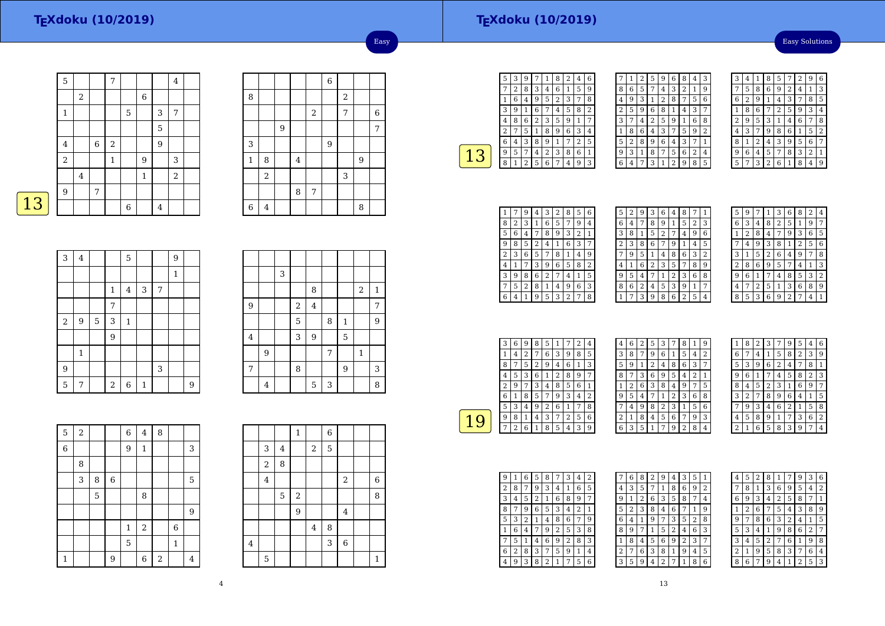## Easy

**13**

| | | | | | | | | |
|---|---|---|---|---|---|---|---|---|
| 5 | | | 7 | | | | 4 | |
| | 2 | | | | 6 | | | |
| 1 | | | | 5 | | 3 | 7 | |
| | | | | | | 5 | | |
| 4 | | 6 | 2 | | | 9 | | |
| 2 | | | 1 | | 9 | | 3 | |
| | 4 | | | | 1 | | 2 | |
| 9 | | 7 | | | | | | |
| | | | | 6 | | 4 | | |

| | | | | | | | | |
|---|---|---|---|---|---|---|---|---|
| | | | | | 6 | | | |
| 8 | | | | | | 2 | | |
| | | | | 2 | | 7 | | 6 |
| | | 9 | | | | | | 7 |
| 3 | | | | | 9 | | | |
| 1 | 8 | | 4 | | | | 9 | |
| | 2 | | | | | 3 | | |
| | | | 8 | 7 | | | | |
| 6 | 4 | | | | | | 8 | |

| | | | | | | | | |
|---|---|---|---|---|---|---|---|---|
| 3 | 4 | | | 5 | | | 9 | |
| | | | | | | | 1 | |
| | | | 1 | 4 | 3 | 7 | | |
| | | | 7 | | | | | |
| 2 | 9 | 5 | 3 | 1 | | | | |
| | | | 9 | | | | | |
| | 1 | | | | | | | |
| 9 | | | | | | 3 | | |
| 5 | 7 | | 2 | 6 | 1 | | | 9 |

| | | | | | | | | |
|---|---|---|---|---|---|---|---|---|
| | | | | | | | | |
| | | 3 | | | | | | |
| | | | | 8 | | | 2 | 1 |
| 9 | | | 2 | 4 | | | | 7 |
| | | | 5 | | 8 | 1 | | 9 |
| 4 | | | 3 | 9 | | 5 | | |
| | 9 | | | | 7 | | 1 | |
| 7 | | | 8 | | | 9 | | 3 |
| | 4 | | | 5 | 3 | | | 8 |

| | | | | | | | | |
|---|---|---|---|---|---|---|---|---|
| 5 | 2 | | | 6 | 4 | 8 | | |
| 6 | | | | 9 | 1 | | | 3 |
| | 8 | | | | | | | |
| | 3 | 8 | 6 | | | | | 5 |
| | | 5 | | | 8 | | | |
| | | | | | | | | 9 |
| | | | | 1 | 2 | | 6 | |
| | | | | 5 | | | 1 | |
| 1 | | | 9 | | 6 | 2 | | 4 |

| | | | | | | | | |
|---|---|---|---|---|---|---|---|---|
| | | | 1 | | 6 | | | |
| | 3 | 4 | | 2 | 5 | | | |
| | 2 | 8 | | | | | | |
| | 4 | | | | | | 2 | 6 |
| | | 5 | 2 | | | | | 8 |
| | | | 9 | | | 4 | | |
| | | | | 4 | 8 | | | |
| 4 | | | | | 3 | 6 | | |
| | 5 | | | | | | | 1 |

## Easy Solutions

**13**

| | | | | | | | | |
|---|---|---|---|---|---|---|---|---|
| 5 | 3 | 9 | 7 | 1 | 8 | 2 | 4 | 6 |
| 7 | 2 | 8 | 3 | 4 | 6 | 1 | 5 | 9 |
| 1 | 6 | 4 | 9 | 5 | 2 | 3 | 7 | 8 |
| 3 | 9 | 1 | 6 | 7 | 4 | 5 | 8 | 2 |
| 4 | 8 | 6 | 2 | 3 | 5 | 9 | 1 | 7 |
| 2 | 7 | 5 | 1 | 8 | 9 | 6 | 3 | 4 |
| 6 | 4 | 3 | 8 | 9 | 1 | 7 | 2 | 5 |
| 9 | 5 | 7 | 4 | 2 | 3 | 8 | 6 | 1 |
| 8 | 1 | 2 | 5 | 6 | 7 | 4 | 9 | 3 |

| | | | | | | | | |
|---|---|---|---|---|---|---|---|---|
| 7 | 1 | 2 | 5 | 9 | 6 | 8 | 4 | 3 |
| 8 | 6 | 5 | 7 | 4 | 3 | 2 | 1 | 9 |
| 4 | 9 | 3 | 1 | 2 | 8 | 7 | 5 | 6 |
| 2 | 5 | 9 | 6 | 8 | 1 | 4 | 3 | 7 |
| 3 | 7 | 4 | 2 | 5 | 9 | 1 | 6 | 8 |
| 1 | 8 | 6 | 4 | 3 | 7 | 5 | 9 | 2 |
| 5 | 2 | 8 | 9 | 6 | 4 | 3 | 7 | 1 |
| 9 | 3 | 1 | 8 | 7 | 5 | 6 | 2 | 4 |
| 6 | 4 | 7 | 3 | 1 | 2 | 9 | 8 | 5 |

| | | | | | | | | |
|---|---|---|---|---|---|---|---|---|
| 3 | 4 | 1 | 8 | 5 | 7 | 2 | 9 | 6 |
| 7 | 5 | 8 | 6 | 9 | 2 | 4 | 1 | 3 |
| 6 | 2 | 9 | 1 | 4 | 3 | 7 | 8 | 5 |
| 1 | 8 | 6 | 7 | 2 | 5 | 9 | 3 | 4 |
| 2 | 9 | 5 | 3 | 1 | 4 | 6 | 7 | 8 |
| 4 | 3 | 7 | 9 | 8 | 6 | 1 | 5 | 2 |
| 8 | 1 | 2 | 4 | 3 | 9 | 5 | 6 | 7 |
| 9 | 6 | 4 | 5 | 7 | 8 | 3 | 2 | 1 |
| 5 | 7 | 3 | 2 | 6 | 1 | 8 | 4 | 9 |

| | | | | | | | | |
|---|---|---|---|---|---|---|---|---|
| 1 | 7 | 9 | 4 | 3 | 2 | 8 | 5 | 6 |
| 8 | 2 | 3 | 1 | 6 | 5 | 7 | 9 | 4 |
| 5 | 6 | 4 | 7 | 8 | 9 | 3 | 2 | 1 |
| 9 | 8 | 5 | 2 | 4 | 1 | 6 | 3 | 7 |
| 2 | 3 | 6 | 5 | 7 | 8 | 1 | 4 | 9 |
| 4 | 1 | 7 | 3 | 9 | 6 | 5 | 8 | 2 |
| 3 | 9 | 8 | 6 | 2 | 7 | 4 | 1 | 5 |
| 7 | 5 | 2 | 8 | 1 | 4 | 9 | 6 | 3 |
| 6 | 4 | 1 | 9 | 5 | 3 | 2 | 7 | 8 |

| | | | | | | | | |
|---|---|---|---|---|---|---|---|---|
| 5 | 2 | 9 | 3 | 6 | 4 | 8 | 7 | 1 |
| 6 | 4 | 7 | 8 | 9 | 1 | 5 | 2 | 3 |
| 3 | 8 | 1 | 5 | 2 | 7 | 4 | 9 | 6 |
| 2 | 3 | 8 | 6 | 7 | 9 | 1 | 4 | 5 |
| 7 | 9 | 5 | 1 | 4 | 8 | 6 | 3 | 2 |
| 4 | 1 | 6 | 2 | 3 | 5 | 7 | 8 | 9 |
| 9 | 5 | 4 | 7 | 1 | 2 | 3 | 6 | 8 |
| 8 | 6 | 2 | 4 | 5 | 3 | 9 | 1 | 7 |
| 1 | 7 | 3 | 9 | 8 | 6 | 2 | 5 | 4 |

| | | | | | | | | |
|---|---|---|---|---|---|---|---|---|
| 5 | 9 | 7 | 1 | 3 | 6 | 8 | 2 | 4 |
| 6 | 3 | 4 | 8 | 2 | 5 | 1 | 9 | 7 |
| 1 | 2 | 8 | 4 | 7 | 9 | 3 | 6 | 5 |
| 7 | 4 | 9 | 3 | 8 | 1 | 2 | 5 | 6 |
| 3 | 1 | 5 | 2 | 6 | 4 | 9 | 7 | 8 |
| 2 | 8 | 6 | 9 | 5 | 7 | 4 | 1 | 3 |
| 9 | 6 | 1 | 7 | 4 | 8 | 5 | 3 | 2 |
| 4 | 7 | 2 | 5 | 1 | 3 | 6 | 8 | 9 |
| 8 | 5 | 3 | 6 | 9 | 2 | 7 | 4 | 1 |

**19**

| | | | | | | | | |
|---|---|---|---|---|---|---|---|---|
| 3 | 6 | 9 | 8 | 5 | 1 | 7 | 2 | 4 |
| 1 | 4 | 2 | 7 | 6 | 3 | 9 | 8 | 5 |
| 8 | 7 | 5 | 2 | 9 | 4 | 6 | 1 | 3 |
| 4 | 5 | 3 | 6 | 1 | 2 | 8 | 9 | 7 |
| 2 | 9 | 7 | 3 | 4 | 8 | 5 | 6 | 1 |
| 6 | 1 | 8 | 5 | 7 | 9 | 3 | 4 | 2 |
| 5 | 3 | 4 | 9 | 2 | 6 | 1 | 7 | 8 |
| 9 | 8 | 1 | 4 | 3 | 7 | 2 | 5 | 6 |
| 7 | 2 | 6 | 1 | 8 | 5 | 4 | 3 | 9 |

| | | | | | | | | |
|---|---|---|---|---|---|---|---|---|
| 4 | 6 | 2 | 5 | 3 | 7 | 8 | 1 | 9 |
| 3 | 8 | 7 | 9 | 6 | 1 | 5 | 4 | 2 |
| 5 | 9 | 1 | 2 | 4 | 8 | 6 | 3 | 7 |
| 8 | 7 | 3 | 6 | 9 | 5 | 4 | 2 | 1 |
| 1 | 2 | 6 | 3 | 8 | 4 | 9 | 7 | 5 |
| 9 | 5 | 4 | 7 | 1 | 2 | 3 | 6 | 8 |
| 7 | 4 | 9 | 8 | 2 | 3 | 1 | 5 | 6 |
| 2 | 1 | 8 | 4 | 5 | 6 | 7 | 9 | 3 |
| 6 | 3 | 5 | 1 | 7 | 9 | 2 | 8 | 4 |

| | | | | | | | | |
|---|---|---|---|---|---|---|---|---|
| 1 | 8 | 2 | 3 | 7 | 9 | 5 | 4 | 6 |
| 6 | 7 | 4 | 1 | 5 | 8 | 2 | 3 | 9 |
| 5 | 3 | 9 | 6 | 2 | 4 | 7 | 8 | 1 |
| 9 | 6 | 1 | 7 | 4 | 5 | 8 | 2 | 3 |
| 8 | 4 | 5 | 2 | 3 | 1 | 6 | 9 | 7 |
| 3 | 2 | 7 | 8 | 9 | 6 | 4 | 1 | 5 |
| 7 | 9 | 3 | 4 | 6 | 2 | 1 | 5 | 8 |
| 4 | 5 | 8 | 9 | 1 | 7 | 3 | 6 | 2 |
| 2 | 1 | 6 | 5 | 8 | 3 | 9 | 7 | 4 |

| | | | | | | | | |
|---|---|---|---|---|---|---|---|---|
| 9 | 1 | 6 | 5 | 8 | 7 | 3 | 4 | 2 |
| 2 | 8 | 7 | 9 | 3 | 4 | 1 | 6 | 5 |
| 3 | 4 | 5 | 2 | 1 | 6 | 8 | 9 | 7 |
| 8 | 7 | 9 | 6 | 5 | 3 | 4 | 2 | 1 |
| 5 | 3 | 2 | 1 | 4 | 8 | 6 | 7 | 9 |
| 1 | 6 | 4 | 7 | 9 | 2 | 5 | 3 | 8 |
| 7 | 5 | 1 | 4 | 6 | 9 | 2 | 8 | 3 |
| 6 | 2 | 8 | 3 | 7 | 5 | 9 | 1 | 4 |
| 4 | 9 | 3 | 8 | 2 | 1 | 7 | 5 | 6 |

| | | | | | | | | |
|---|---|---|---|---|---|---|---|---|
| 7 | 6 | 8 | 2 | 9 | 4 | 3 | 5 | 1 |
| 4 | 3 | 5 | 7 | 1 | 8 | 6 | 9 | 2 |
| 9 | 1 | 2 | 6 | 3 | 5 | 8 | 7 | 4 |
| 5 | 2 | 3 | 8 | 4 | 6 | 7 | 1 | 9 |
| 6 | 4 | 1 | 9 | 7 | 3 | 5 | 2 | 8 |
| 8 | 9 | 7 | 1 | 5 | 2 | 4 | 6 | 3 |
| 1 | 8 | 4 | 5 | 6 | 9 | 2 | 3 | 7 |
| 2 | 7 | 6 | 3 | 8 | 1 | 9 | 4 | 5 |
| 3 | 5 | 9 | 4 | 2 | 7 | 1 | 8 | 6 |

| | | | | | | | | |
|---|---|---|---|---|---|---|---|---|
| 4 | 5 | 2 | 8 | 1 | 7 | 9 | 3 | 6 |
| 7 | 8 | 1 | 3 | 6 | 9 | 5 | 4 | 2 |
| 6 | 9 | 3 | 4 | 2 | 5 | 8 | 7 | 1 |
| 1 | 2 | 6 | 7 | 5 | 4 | 3 | 8 | 9 |
| 9 | 7 | 8 | 6 | 3 | 2 | 4 | 1 | 5 |
| 5 | 3 | 4 | 1 | 9 | 8 | 6 | 2 | 7 |
| 3 | 4 | 5 | 2 | 7 | 6 | 1 | 9 | 8 |
| 2 | 1 | 9 | 5 | 8 | 3 | 7 | 6 | 4 |
| 8 | 6 | 7 | 9 | 4 | 1 | 2 | 5 | 3 |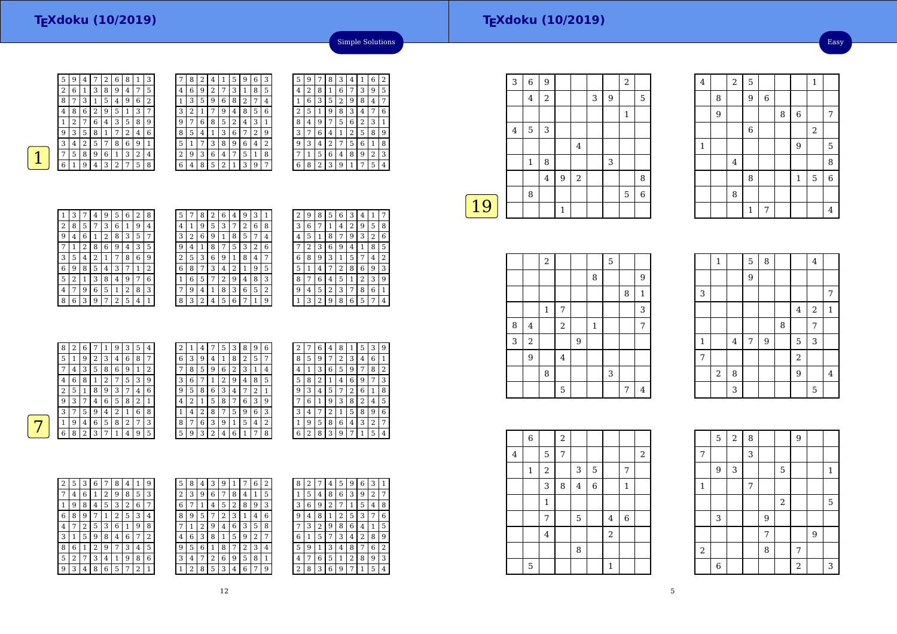# TEXdoku (10/2019)

Simple Solutions

**1**

| | | | | | | | | |
|---|---|---|---|---|---|---|---|---|
| 5 | 9 | 4 | 7 | 2 | 6 | 8 | 1 | 3 |
| 2 | 6 | 1 | 3 | 8 | 9 | 4 | 7 | 5 |
| 8 | 7 | 3 | 1 | 5 | 4 | 9 | 6 | 2 |
| 4 | 8 | 6 | 2 | 9 | 5 | 1 | 3 | 7 |
| 1 | 2 | 7 | 6 | 4 | 3 | 5 | 8 | 9 |
| 9 | 3 | 5 | 8 | 1 | 7 | 2 | 4 | 6 |
| 3 | 4 | 2 | 5 | 7 | 8 | 6 | 9 | 1 |
| 7 | 5 | 8 | 9 | 6 | 1 | 3 | 2 | 4 |
| 6 | 1 | 9 | 4 | 3 | 2 | 7 | 5 | 8 |

| | | | | | | | | |
|---|---|---|---|---|---|---|---|---|
| 7 | 8 | 2 | 4 | 1 | 5 | 9 | 6 | 3 |
| 4 | 6 | 9 | 2 | 7 | 3 | 1 | 8 | 5 |
| 1 | 3 | 5 | 9 | 6 | 8 | 2 | 7 | 4 |
| 3 | 2 | 1 | 7 | 9 | 4 | 8 | 5 | 6 |
| 9 | 7 | 6 | 8 | 5 | 2 | 4 | 3 | 1 |
| 8 | 5 | 4 | 1 | 3 | 6 | 7 | 2 | 9 |
| 5 | 1 | 7 | 3 | 8 | 9 | 6 | 4 | 2 |
| 2 | 9 | 3 | 6 | 4 | 7 | 5 | 1 | 8 |
| 6 | 4 | 8 | 5 | 2 | 1 | 3 | 9 | 7 |

| | | | | | | | | |
|---|---|---|---|---|---|---|---|---|
| 5 | 9 | 7 | 8 | 3 | 4 | 1 | 6 | 2 |
| 4 | 2 | 8 | 1 | 6 | 7 | 3 | 9 | 5 |
| 1 | 6 | 3 | 5 | 2 | 9 | 8 | 4 | 7 |
| 2 | 5 | 1 | 9 | 8 | 3 | 4 | 7 | 6 |
| 8 | 4 | 9 | 7 | 5 | 6 | 2 | 3 | 1 |
| 3 | 7 | 6 | 4 | 1 | 2 | 5 | 8 | 9 |
| 9 | 3 | 4 | 2 | 7 | 5 | 6 | 1 | 8 |
| 7 | 1 | 5 | 6 | 4 | 8 | 9 | 2 | 3 |
| 6 | 8 | 2 | 3 | 9 | 1 | 7 | 5 | 4 |

| | | | | | | | | |
|---|---|---|---|---|---|---|---|---|
| 1 | 3 | 7 | 4 | 9 | 5 | 6 | 2 | 8 |
| 2 | 8 | 5 | 7 | 3 | 6 | 1 | 9 | 4 |
| 9 | 4 | 6 | 1 | 2 | 8 | 3 | 5 | 7 |
| 7 | 1 | 2 | 8 | 6 | 9 | 4 | 3 | 5 |
| 3 | 5 | 4 | 2 | 1 | 7 | 8 | 6 | 9 |
| 6 | 9 | 8 | 5 | 4 | 3 | 7 | 1 | 2 |
| 5 | 2 | 1 | 3 | 8 | 4 | 9 | 7 | 6 |
| 4 | 7 | 9 | 6 | 5 | 1 | 2 | 8 | 3 |
| 8 | 6 | 3 | 9 | 7 | 2 | 5 | 4 | 1 |

| | | | | | | | | |
|---|---|---|---|---|---|---|---|---|
| 5 | 7 | 8 | 2 | 6 | 4 | 9 | 3 | 1 |
| 4 | 1 | 9 | 5 | 3 | 7 | 2 | 6 | 8 |
| 3 | 2 | 6 | 9 | 1 | 8 | 5 | 7 | 4 |
| 9 | 4 | 1 | 8 | 7 | 5 | 3 | 2 | 6 |
| 2 | 5 | 3 | 6 | 9 | 1 | 8 | 4 | 7 |
| 6 | 8 | 7 | 3 | 4 | 2 | 1 | 9 | 5 |
| 1 | 6 | 5 | 7 | 2 | 9 | 4 | 8 | 3 |
| 7 | 9 | 4 | 1 | 8 | 3 | 6 | 5 | 2 |
| 8 | 3 | 2 | 4 | 5 | 6 | 7 | 1 | 9 |

| | | | | | | | | |
|---|---|---|---|---|---|---|---|---|
| 2 | 9 | 8 | 5 | 6 | 3 | 4 | 1 | 7 |
| 3 | 6 | 7 | 1 | 4 | 2 | 9 | 5 | 8 |
| 4 | 5 | 1 | 8 | 7 | 9 | 3 | 2 | 6 |
| 7 | 2 | 3 | 6 | 9 | 4 | 1 | 8 | 5 |
| 6 | 8 | 9 | 3 | 1 | 5 | 7 | 4 | 2 |
| 5 | 1 | 4 | 7 | 2 | 8 | 6 | 9 | 3 |
| 8 | 7 | 6 | 4 | 5 | 1 | 2 | 3 | 9 |
| 9 | 4 | 5 | 2 | 3 | 7 | 8 | 6 | 1 |
| 1 | 3 | 2 | 9 | 8 | 6 | 5 | 7 | 4 |

**7**

| | | | | | | | | |
|---|---|---|---|---|---|---|---|---|
| 8 | 2 | 6 | 7 | 1 | 9 | 3 | 5 | 4 |
| 5 | 1 | 9 | 2 | 3 | 4 | 6 | 8 | 7 |
| 7 | 4 | 3 | 5 | 8 | 6 | 9 | 1 | 2 |
| 4 | 6 | 8 | 1 | 2 | 7 | 5 | 3 | 9 |
| 2 | 5 | 1 | 8 | 9 | 3 | 7 | 4 | 6 |
| 9 | 3 | 7 | 4 | 6 | 5 | 8 | 2 | 1 |
| 3 | 7 | 5 | 9 | 4 | 2 | 1 | 6 | 8 |
| 1 | 9 | 4 | 6 | 5 | 8 | 2 | 7 | 3 |
| 6 | 8 | 2 | 3 | 7 | 1 | 4 | 9 | 5 |

| | | | | | | | | |
|---|---|---|---|---|---|---|---|---|
| 2 | 1 | 4 | 7 | 5 | 3 | 8 | 9 | 6 |
| 6 | 3 | 9 | 4 | 1 | 8 | 2 | 5 | 7 |
| 7 | 8 | 5 | 9 | 6 | 2 | 3 | 1 | 4 |
| 3 | 6 | 7 | 1 | 2 | 9 | 4 | 8 | 5 |
| 9 | 5 | 8 | 6 | 3 | 4 | 7 | 2 | 1 |
| 4 | 2 | 1 | 5 | 8 | 7 | 6 | 3 | 9 |
| 1 | 4 | 2 | 8 | 7 | 5 | 9 | 6 | 3 |
| 8 | 7 | 6 | 3 | 9 | 1 | 5 | 4 | 2 |
| 5 | 9 | 3 | 2 | 4 | 6 | 1 | 7 | 8 |

| | | | | | | | | |
|---|---|---|---|---|---|---|---|---|
| 2 | 7 | 6 | 4 | 8 | 1 | 5 | 3 | 9 |
| 8 | 5 | 9 | 7 | 2 | 3 | 4 | 6 | 1 |
| 4 | 1 | 3 | 6 | 5 | 9 | 7 | 8 | 2 |
| 5 | 8 | 2 | 1 | 4 | 6 | 9 | 7 | 3 |
| 9 | 3 | 4 | 5 | 7 | 2 | 6 | 1 | 8 |
| 7 | 6 | 1 | 9 | 3 | 8 | 2 | 4 | 5 |
| 3 | 4 | 7 | 2 | 1 | 5 | 8 | 9 | 6 |
| 1 | 9 | 5 | 8 | 6 | 4 | 3 | 2 | 7 |
| 6 | 2 | 8 | 3 | 9 | 7 | 1 | 5 | 4 |

| | | | | | | | | |
|---|---|---|---|---|---|---|---|---|
| 2 | 5 | 3 | 6 | 7 | 8 | 4 | 1 | 9 |
| 7 | 4 | 6 | 1 | 2 | 9 | 8 | 5 | 3 |
| 1 | 9 | 8 | 4 | 5 | 3 | 2 | 6 | 7 |
| 6 | 8 | 9 | 7 | 1 | 2 | 5 | 3 | 4 |
| 4 | 7 | 2 | 5 | 3 | 6 | 1 | 9 | 8 |
| 3 | 1 | 5 | 9 | 8 | 4 | 6 | 7 | 2 |
| 8 | 6 | 1 | 2 | 9 | 7 | 3 | 4 | 5 |
| 5 | 2 | 7 | 3 | 4 | 1 | 9 | 8 | 6 |
| 9 | 3 | 4 | 8 | 6 | 5 | 7 | 2 | 1 |

| | | | | | | | | |
|---|---|---|---|---|---|---|---|---|
| 5 | 8 | 4 | 3 | 9 | 1 | 7 | 6 | 2 |
| 2 | 3 | 9 | 6 | 7 | 8 | 4 | 1 | 5 |
| 6 | 7 | 1 | 4 | 5 | 2 | 8 | 9 | 3 |
| 8 | 9 | 5 | 7 | 2 | 3 | 1 | 4 | 6 |
| 7 | 1 | 2 | 9 | 4 | 6 | 3 | 5 | 8 |
| 4 | 6 | 3 | 8 | 1 | 5 | 9 | 2 | 7 |
| 9 | 5 | 6 | 1 | 8 | 7 | 2 | 3 | 4 |
| 3 | 4 | 7 | 2 | 6 | 9 | 5 | 8 | 1 |
| 1 | 2 | 8 | 5 | 3 | 4 | 6 | 7 | 9 |

| | | | | | | | | |
|---|---|---|---|---|---|---|---|---|
| 8 | 2 | 7 | 4 | 5 | 9 | 6 | 3 | 1 |
| 1 | 5 | 4 | 8 | 6 | 3 | 9 | 2 | 7 |
| 3 | 6 | 9 | 2 | 7 | 1 | 5 | 4 | 8 |
| 9 | 4 | 8 | 1 | 2 | 5 | 3 | 7 | 6 |
| 7 | 3 | 2 | 9 | 8 | 6 | 4 | 1 | 5 |
| 6 | 1 | 5 | 7 | 3 | 4 | 2 | 8 | 9 |
| 5 | 9 | 1 | 3 | 4 | 8 | 7 | 6 | 2 |
| 4 | 7 | 6 | 5 | 1 | 2 | 8 | 9 | 3 |
| 2 | 8 | 3 | 6 | 9 | 7 | 1 | 5 | 4 |

# TEXdoku (10/2019)

Easy

**19**

| | | | | | | | | |
|---|---|---|---|---|---|---|---|---|
| 3 | 6 | 9 | | | | | 2 | |
| | 4 | 2 | | | 3 | 9 | | 5 |
| | | | | | | | 1 | |
| 4 | 5 | 3 | | | | | | |
| | | | | 4 | | | | |
| | 1 | 8 | | | | 3 | | |
| | | 4 | 9 | 2 | | | | 8 |
| | 8 | | | | | | 5 | 6 |
| | | | 1 | | | | | |

| | | | | | | | | |
|---|---|---|---|---|---|---|---|---|
| 4 | | 2 | 5 | | | | 1 | |
| | 8 | | 9 | 6 | | | | |
| | 9 | | | | 8 | 6 | | 7 |
| | | | 6 | | | | 2 | |
| 1 | | | | | | 9 | | 5 |
| | | 4 | | | | | | 8 |
| | | | 8 | | | 1 | 5 | 6 |
| | | 8 | | | | | | |
| | | | 1 | 7 | | | | 4 |

| | | | | | | | | |
|---|---|---|---|---|---|---|---|---|
| | | 2 | | | | 5 | | |
| | | | | | 8 | | | 9 |
| | | | | | | | 8 | 1 |
| | | 1 | 7 | | | | | 3 |
| 8 | 4 | | 2 | | 1 | | | 7 |
| 3 | 2 | | | 9 | | | | |
| | 9 | | 4 | | | | | |
| | | 8 | | | | 3 | | |
| | | | 5 | | | | 7 | 4 |

| | | | | | | | | |
|---|---|---|---|---|---|---|---|---|
| | 1 | | 5 | 8 | | | 4 | |
| | | | 9 | | | | | |
| 3 | | | | | | | | 7 |
| | | | | | | 4 | 2 | 1 |
| | | | | | 8 | | 7 | |
| 1 | | 4 | 7 | 9 | | 5 | 3 | |
| 7 | | | | | | 2 | | |
| | 2 | 8 | | | | 9 | | 4 |
| | | 3 | | | | | 5 | |

| | | | | | | | | |
|---|---|---|---|---|---|---|---|---|
| | 6 | | 2 | | | | | |
| 4 | | 5 | 7 | | | | | 2 |
| | 1 | 2 | | 3 | 5 | | 7 | |
| | | 3 | 8 | 4 | 6 | | 1 | |
| | | 1 | | | | | | |
| | | 7 | | 5 | | 4 | 6 | |
| | | 4 | | | | 2 | | |
| | | | | 8 | | | | |
| | 5 | | | | | 1 | | |

| | | | | | | | | |
|---|---|---|---|---|---|---|---|---|
| | 5 | 2 | 8 | | | 9 | | |
| 7 | | | 3 | | | | | |
| | 9 | 3 | | | 5 | | | 1 |
| 1 | | | 7 | | | | | |
| | | | | | 2 | | | 5 |
| | 3 | | | 9 | | | | |
| | | | | 7 | | | 9 | |
| 2 | | | | 8 | | 7 | | |
| | 6 | | | | | 2 | | 3 |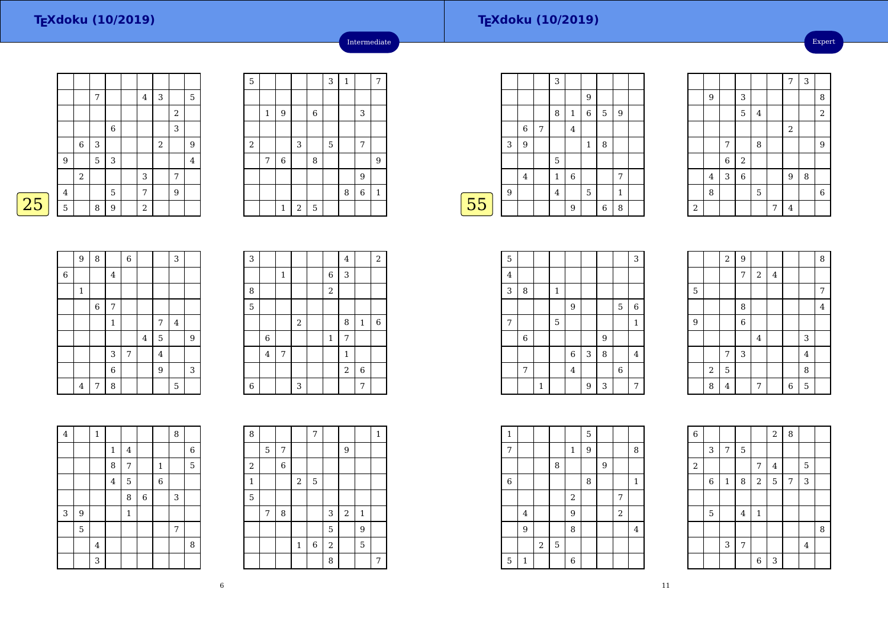# TEXdoku (10/2019)

Intermediate

**25**

| | | | | | | | | |
|---|---|---|---|---|---|---|---|---|
| | | | | | | | | |
| | | 7 | | | 4 | 3 | | 5 |
| | | | | | | | 2 | |
| | | | 6 | | | | 3 | |
| | 6 | 3 | | | | 2 | | 9 |
| 9 | | 5 | 3 | | | | | 4 |
| | 2 | | | | 3 | | 7 | |
| 4 | | | 5 | | 7 | | 9 | |
| 5 | | 8 | 9 | | 2 | | | |

| | | | | | | | | |
|---|---|---|---|---|---|---|---|---|
| 5 | | | | | 3 | 1 | | 7 |
| | | | | | | | | |
| | 1 | 9 | | 6 | | | 3 | |
| | | | | | | | | |
| 2 | | | 3 | | 5 | | 7 | |
| | 7 | 6 | | 8 | | | | 9 |
| | | | | | | | 9 | |
| | | | | | | 8 | 6 | 1 |
| | | 1 | 2 | 5 | | | | |

| | | | | | | | | |
|---|---|---|---|---|---|---|---|---|
| | 9 | 8 | | 6 | | | 3 | |
| 6 | | | 4 | | | | | |
| | 1 | | | | | | | |
| | | 6 | 7 | | | | | |
| | | | 1 | | | 7 | 4 | |
| | | | | | 4 | 5 | | 9 |
| | | | 3 | 7 | | 4 | | |
| | | | 6 | | | 9 | | 3 |
| | 4 | 7 | 8 | | | | 5 | |

| | | | | | | | | |
|---|---|---|---|---|---|---|---|---|
| 3 | | | | | | 4 | | 2 |
| | | 1 | | | 6 | 3 | | |
| 8 | | | | | 2 | | | |
| 5 | | | | | | | | |
| | | | 2 | | | 8 | 1 | 6 |
| | 6 | | | | 1 | 7 | | |
| | 4 | 7 | | | | 1 | | |
| | | | | | | 2 | 6 | |
| 6 | | | 3 | | | | 7 | |

| | | | | | | | | |
|---|---|---|---|---|---|---|---|---|
| 4 | | 1 | | | | | 8 | |
| | | | 1 | 4 | | | | 6 |
| | | | 8 | 7 | | 1 | | 5 |
| | | | 4 | 5 | | 6 | | |
| | | | | 8 | 6 | | 3 | |
| 3 | 9 | | | 1 | | | | |
| | 5 | | | | | | 7 | |
| | | 4 | | | | | | 8 |
| | | 3 | | | | | | |

| | | | | | | | | |
|---|---|---|---|---|---|---|---|---|
| 8 | | | | 7 | | | | 1 |
| | 5 | 7 | | | | 9 | | |
| 2 | | 6 | | | | | | |
| 1 | | | 2 | 5 | | | | |
| 5 | | | | | | | | |
| | 7 | 8 | | | 3 | 2 | 1 | |
| | | | | | 5 | | 9 | |
| | | | 1 | 6 | 2 | | 5 | |
| | | | | | 8 | | | 7 |

# TEXdoku (10/2019)

Expert

**55**

| | | | | | | | | |
|---|---|---|---|---|---|---|---|---|
| | | | 3 | | | | | |
| | | | | | 9 | | | |
| | | | 8 | 1 | 6 | 5 | 9 | |
| | 6 | 7 | | 4 | | | | |
| 3 | 9 | | | | 1 | 8 | | |
| | | | 5 | | | | | |
| | 4 | | 1 | 6 | | | 7 | |
| 9 | | | 4 | | 5 | | 1 | |
| | | | | 9 | | 6 | 8 | |

| | | | | | | | | |
|---|---|---|---|---|---|---|---|---|
| | | | | | | 7 | 3 | |
| | 9 | | 3 | | | | | 8 |
| | | | 5 | 4 | | | | 2 |
| | | | | | | 2 | | |
| | | 7 | | 8 | | | | 9 |
| | | 6 | 2 | | | | | |
| | 4 | 3 | 6 | | | 9 | 8 | |
| | 8 | | | 5 | | | | 6 |
| 2 | | | | | 7 | 4 | | |

| | | | | | | | | |
|---|---|---|---|---|---|---|---|---|
| 5 | | | | | | | | 3 |
| 4 | | | | | | | | |
| 3 | 8 | | 1 | | | | | |
| | | | | 9 | | | 5 | 6 |
| 7 | | | 5 | | | | | 1 |
| | 6 | | | | | 9 | | |
| | | | | 6 | 3 | 8 | | 4 |
| | 7 | | | 4 | | | 6 | |
| | | 1 | | | 9 | 3 | | 7 |

| | | | | | | | | |
|---|---|---|---|---|---|---|---|---|
| | | 2 | 9 | | | | | 8 |
| | | | 7 | 2 | 4 | | | |
| 5 | | | | | | | | 7 |
| | | | 8 | | | | | 4 |
| 9 | | | 6 | | | | | |
| | | | | 4 | | | 3 | |
| | | 7 | 3 | | | | 4 | |
| | 2 | 5 | | | | | 8 | |
| | 8 | 4 | | 7 | | 6 | 5 | |

| | | | | | | | | |
|---|---|---|---|---|---|---|---|---|
| 1 | | | | | 5 | | | |
| 7 | | | | 1 | 9 | | | 8 |
| | | | 8 | | | 9 | | |
| 6 | | | | | 8 | | | 1 |
| | | | | 2 | | | 7 | |
| | 4 | | | 9 | | | 2 | |
| | 9 | | | 8 | | | | 4 |
| | | 2 | 5 | | | | | |
| 5 | 1 | | | 6 | | | | |

| | | | | | | | | |
|---|---|---|---|---|---|---|---|---|
| 6 | | | | | 2 | 8 | | |
| | 3 | 7 | 5 | | | | | |
| 2 | | | | 7 | 4 | | 5 | |
| | 6 | 1 | 8 | 2 | 5 | 7 | 3 | |
| | | | | | | | | |
| | 5 | | 4 | 1 | | | | |
| | | | | | | | | 8 |
| | | 3 | 7 | | | | 4 | |
| | | | | 6 | 3 | | | |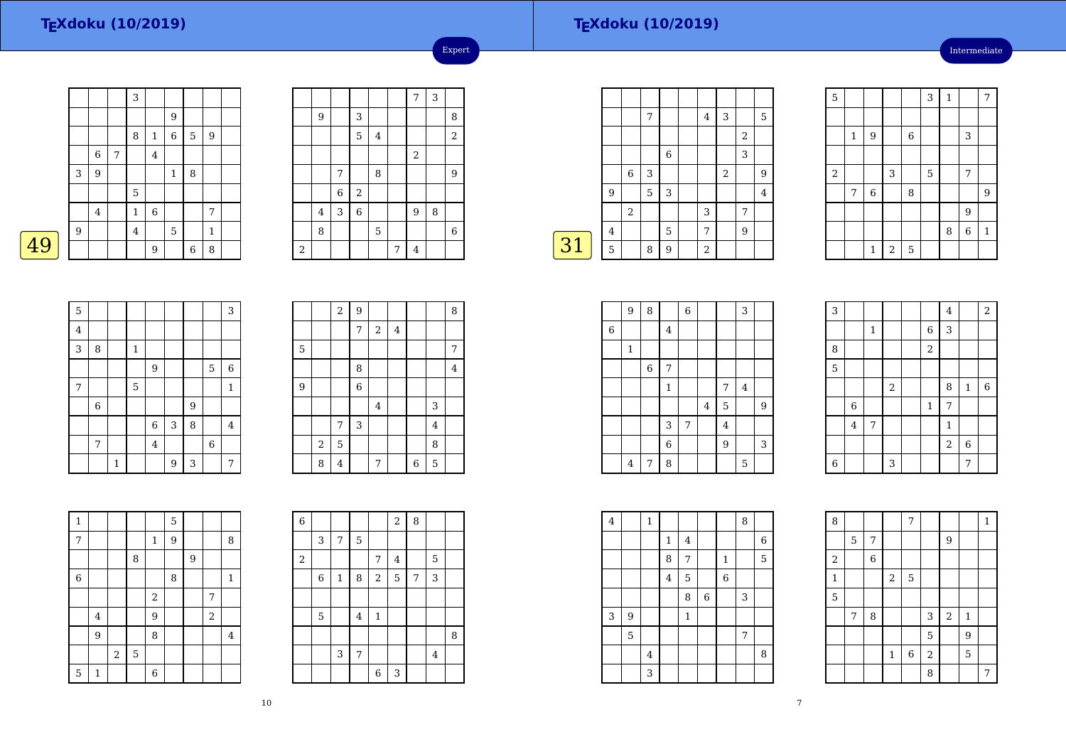## TEXdoku (10/2019)

Expert

49

|   |   |   |   |   |   |   |   |   |
|---|---|---|---|---|---|---|---|---|
|   |   |   | 3 |   |   |   |   |   |
|   |   |   |   |   | 9 |   |   |   |
|   |   |   | 8 | 1 | 6 | 5 | 9 |   |
|   | 6 | 7 |   | 4 |   |   |   |   |
| 3 | 9 |   |   |   | 1 | 8 |   |   |
|   |   |   | 5 |   |   |   |   |   |
|   | 4 |   | 1 | 6 |   |   | 7 |   |
| 9 |   |   | 4 |   | 5 |   | 1 |   |
|   |   |   |   | 9 |   | 6 | 8 |   |

|   |   |   |   |   |   |   |   |   |
|---|---|---|---|---|---|---|---|---|
|   |   |   |   |   |   | 7 | 3 |   |
|   | 9 |   | 3 |   |   |   |   | 8 |
|   |   |   | 5 | 4 |   |   |   | 2 |
|   |   |   |   |   |   | 2 |   |   |
|   |   | 7 |   | 8 |   |   |   | 9 |
|   |   | 6 | 2 |   |   |   |   |   |
|   | 4 | 3 | 6 |   |   | 9 | 8 |   |
|   | 8 |   |   | 5 |   |   |   | 6 |
| 2 |   |   |   |   | 7 | 4 |   |   |

|   |   |   |   |   |   |   |   |   |
|---|---|---|---|---|---|---|---|---|
| 5 |   |   |   |   |   |   |   | 3 |
| 4 |   |   |   |   |   |   |   |   |
| 3 | 8 |   | 1 |   |   |   |   |   |
|   |   |   |   | 9 |   |   | 5 | 6 |
| 7 |   |   | 5 |   |   |   |   | 1 |
|   | 6 |   |   |   |   | 9 |   |   |
|   |   |   |   | 6 | 3 | 8 |   | 4 |
|   | 7 |   |   | 4 |   |   | 6 |   |
|   |   | 1 |   |   | 9 | 3 |   | 7 |

|   |   |   |   |   |   |   |   |   |
|---|---|---|---|---|---|---|---|---|
|   |   | 2 | 9 |   |   |   |   | 8 |
|   |   |   | 7 | 2 | 4 |   |   |   |
| 5 |   |   |   |   |   |   |   | 7 |
|   |   |   | 8 |   |   |   |   | 4 |
| 9 |   |   | 6 |   |   |   |   |   |
|   |   |   |   | 4 |   |   | 3 |   |
|   |   | 7 | 3 |   |   |   | 4 |   |
|   | 2 | 5 |   |   |   |   | 8 |   |
|   | 8 | 4 |   | 7 |   | 6 | 5 |   |

|   |   |   |   |   |   |   |   |   |
|---|---|---|---|---|---|---|---|---|
| 1 |   |   |   |   | 5 |   |   |   |
| 7 |   |   |   | 1 | 9 |   |   | 8 |
|   |   |   | 8 |   |   | 9 |   |   |
| 6 |   |   |   |   | 8 |   |   | 1 |
|   |   |   |   | 2 |   |   | 7 |   |
|   | 4 |   |   | 9 |   |   | 2 |   |
|   | 9 |   |   | 8 |   |   |   | 4 |
|   |   | 2 | 5 |   |   |   |   |   |
| 5 | 1 |   |   | 6 |   |   |   |   |

|   |   |   |   |   |   |   |   |   |
|---|---|---|---|---|---|---|---|---|
| 6 |   |   |   |   | 2 | 8 |   |   |
|   | 3 | 7 | 5 |   |   |   |   |   |
| 2 |   |   |   | 7 | 4 |   | 5 |   |
|   | 6 | 1 | 8 | 2 | 5 | 7 | 3 |   |
|   |   |   |   |   |   |   |   |   |
|   | 5 |   | 4 | 1 |   |   |   |   |
|   |   |   |   |   |   |   |   | 8 |
|   |   | 3 | 7 |   |   |   | 4 |   |
|   |   |   |   | 6 | 3 |   |   |   |

## TEXdoku (10/2019)

Intermediate

31

|   |   |   |   |   |   |   |   |   |
|---|---|---|---|---|---|---|---|---|
|   |   |   |   |   |   |   |   |   |
|   |   | 7 |   |   | 4 | 3 |   | 5 |
|   |   |   |   |   |   |   | 2 |   |
|   |   |   | 6 |   |   |   | 3 |   |
|   | 6 | 3 |   |   |   | 2 |   | 9 |
| 9 |   | 5 | 3 |   |   |   |   | 4 |
|   | 2 |   |   |   | 3 |   | 7 |   |
| 4 |   |   | 5 |   | 7 |   | 9 |   |
| 5 |   | 8 | 9 |   | 2 |   |   |   |

|   |   |   |   |   |   |   |   |   |
|---|---|---|---|---|---|---|---|---|
| 5 |   |   |   |   | 3 | 1 |   | 7 |
|   |   |   |   |   |   |   |   |   |
|   | 1 | 9 |   | 6 |   |   | 3 |   |
|   |   |   |   |   |   |   |   |   |
| 2 |   |   | 3 |   | 5 |   | 7 |   |
|   | 7 | 6 |   | 8 |   |   |   | 9 |
|   |   |   |   |   |   |   | 9 |   |
|   |   |   |   |   |   | 8 | 6 | 1 |
|   |   | 1 | 2 | 5 |   |   |   |   |

|   |   |   |   |   |   |   |   |   |
|---|---|---|---|---|---|---|---|---|
|   | 9 | 8 |   | 6 |   |   | 3 |   |
| 6 |   |   | 4 |   |   |   |   |   |
|   | 1 |   |   |   |   |   |   |   |
|   |   | 6 | 7 |   |   |   |   |   |
|   |   |   | 1 |   |   | 7 | 4 |   |
|   |   |   |   |   | 4 | 5 |   | 9 |
|   |   |   | 3 | 7 |   | 4 |   |   |
|   |   |   | 6 |   |   | 9 |   | 3 |
|   | 4 | 7 | 8 |   |   |   | 5 |   |

|   |   |   |   |   |   |   |   |   |
|---|---|---|---|---|---|---|---|---|
| 3 |   |   |   |   |   | 4 |   | 2 |
|   |   | 1 |   |   | 6 | 3 |   |   |
| 8 |   |   |   |   | 2 |   |   |   |
| 5 |   |   |   |   |   |   |   |   |
|   |   |   | 2 |   |   | 8 | 1 | 6 |
|   | 6 |   |   |   | 1 | 7 |   |   |
|   | 4 | 7 |   |   |   | 1 |   |   |
|   |   |   |   |   |   | 2 | 6 |   |
| 6 |   |   | 3 |   |   |   | 7 |   |

|   |   |   |   |   |   |   |   |   |
|---|---|---|---|---|---|---|---|---|
| 4 |   | 1 |   |   |   |   | 8 |   |
|   |   |   | 1 | 4 |   |   |   | 6 |
|   |   |   | 8 | 7 |   | 1 |   | 5 |
|   |   |   | 4 | 5 |   | 6 |   |   |
|   |   |   |   | 8 | 6 |   | 3 |   |
| 3 | 9 |   |   | 1 |   |   |   |   |
|   | 5 |   |   |   |   |   | 7 |   |
|   |   | 4 |   |   |   |   |   | 8 |
|   |   | 3 |   |   |   |   |   |   |

|   |   |   |   |   |   |   |   |   |
|---|---|---|---|---|---|---|---|---|
| 8 |   |   |   | 7 |   |   |   | 1 |
|   | 5 | 7 |   |   |   | 9 |   |   |
| 2 |   | 6 |   |   |   |   |   |   |
| 1 |   |   | 2 | 5 |   |   |   |   |
| 5 |   |   |   |   |   |   |   |   |
|   | 7 | 8 |   |   | 3 | 2 | 1 |   |
|   |   |   |   |   | 5 |   | 9 |   |
|   |   |   | 1 | 6 | 2 |   | 5 |   |
|   |   |   |   |   | 8 |   |   | 7 |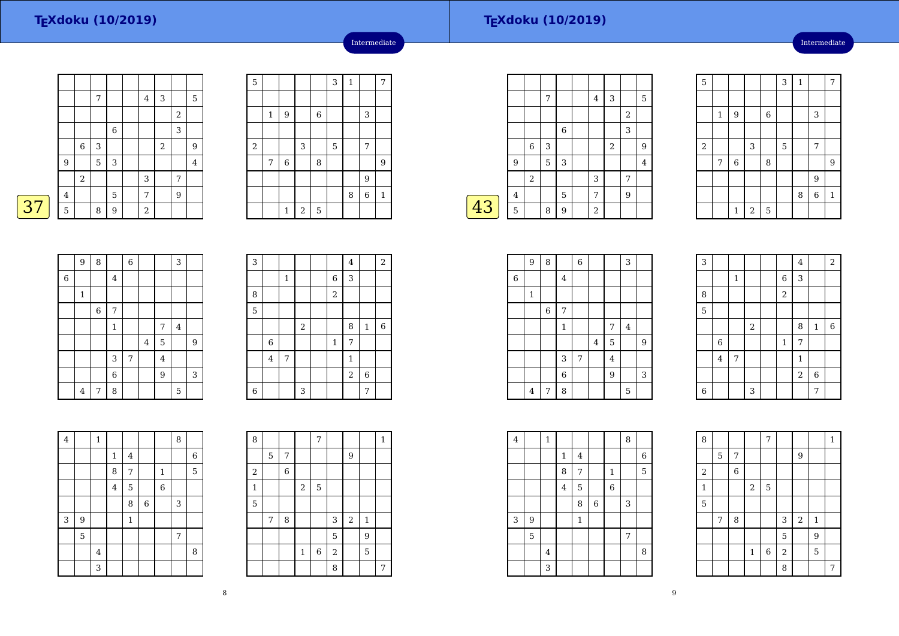# TEXdoku (10/2019)

Intermediate

37

| | | | | | | | | |
|---|---|---|---|---|---|---|---|---|
| | | | | | | | | |
| | | 7 | | | 4 | 3 | | 5 |
| | | | | | | | 2 | |
| | | | 6 | | | | 3 | |
| | 6 | 3 | | | | 2 | | 9 |
| 9 | | 5 | 3 | | | | | 4 |
| | 2 | | | | 3 | | 7 | |
| 4 | | | 5 | | 7 | | 9 | |
| 5 | | 8 | 9 | | 2 | | | |

| | | | | | | | | |
|---|---|---|---|---|---|---|---|---|
| 5 | | | | | 3 | 1 | | 7 |
| | | | | | | | | |
| | 1 | 9 | | 6 | | | 3 | |
| | | | | | | | | |
| 2 | | | 3 | | 5 | | 7 | |
| | 7 | 6 | | 8 | | | | 9 |
| | | | | | | | 9 | |
| | | | | | | 8 | 6 | 1 |
| | | 1 | 2 | 5 | | | | |

| | | | | | | | | |
|---|---|---|---|---|---|---|---|---|
| | 9 | 8 | | 6 | | | 3 | |
| 6 | | | 4 | | | | | |
| | 1 | | | | | | | |
| | | 6 | 7 | | | | | |
| | | | 1 | | | 7 | 4 | |
| | | | | | 4 | 5 | | 9 |
| | | | 3 | 7 | | 4 | | |
| | | | 6 | | | 9 | | 3 |
| | 4 | 7 | 8 | | | | 5 | |

| | | | | | | | | |
|---|---|---|---|---|---|---|---|---|
| 3 | | | | | | 4 | | 2 |
| | | 1 | | | 6 | 3 | | |
| 8 | | | | | 2 | | | |
| 5 | | | | | | | | |
| | | | 2 | | | 8 | 1 | 6 |
| | 6 | | | | 1 | 7 | | |
| | 4 | 7 | | | | 1 | | |
| | | | | | | 2 | 6 | |
| 6 | | | 3 | | | | 7 | |

| | | | | | | | | |
|---|---|---|---|---|---|---|---|---|
| 4 | | 1 | | | | | 8 | |
| | | | 1 | 4 | | | | 6 |
| | | | 8 | 7 | | 1 | | 5 |
| | | | 4 | 5 | | 6 | | |
| | | | | 8 | 6 | | 3 | |
| 3 | 9 | | | 1 | | | | |
| | 5 | | | | | | 7 | |
| | | 4 | | | | | | 8 |
| | | 3 | | | | | | |

| | | | | | | | | |
|---|---|---|---|---|---|---|---|---|
| 8 | | | | 7 | | | | 1 |
| | 5 | 7 | | | | 9 | | |
| 2 | | 6 | | | | | | |
| 1 | | | 2 | 5 | | | | |
| 5 | | | | | | | | |
| | 7 | 8 | | | 3 | 2 | 1 | |
| | | | | | 5 | | 9 | |
| | | | 1 | 6 | 2 | | 5 | |
| | | | | | 8 | | | 7 |

# TEXdoku (10/2019)

Intermediate

43

| | | | | | | | | |
|---|---|---|---|---|---|---|---|---|
| | | | | | | | | |
| | | 7 | | | 4 | 3 | | 5 |
| | | | | | | | 2 | |
| | | | 6 | | | | 3 | |
| | 6 | 3 | | | | 2 | | 9 |
| 9 | | 5 | 3 | | | | | 4 |
| | 2 | | | | 3 | | 7 | |
| 4 | | | 5 | | 7 | | 9 | |
| 5 | | 8 | 9 | | 2 | | | |

| | | | | | | | | |
|---|---|---|---|---|---|---|---|---|
| 5 | | | | | 3 | 1 | | 7 |
| | | | | | | | | |
| | 1 | 9 | | 6 | | | 3 | |
| | | | | | | | | |
| 2 | | | 3 | | 5 | | 7 | |
| | 7 | 6 | | 8 | | | | 9 |
| | | | | | | | 9 | |
| | | | | | | 8 | 6 | 1 |
| | | 1 | 2 | 5 | | | | |

| | | | | | | | | |
|---|---|---|---|---|---|---|---|---|
| | 9 | 8 | | 6 | | | 3 | |
| 6 | | | 4 | | | | | |
| | 1 | | | | | | | |
| | | 6 | 7 | | | | | |
| | | | 1 | | | 7 | 4 | |
| | | | | | 4 | 5 | | 9 |
| | | | 3 | 7 | | 4 | | |
| | | | 6 | | | 9 | | 3 |
| | 4 | 7 | 8 | | | | 5 | |

| | | | | | | | | |
|---|---|---|---|---|---|---|---|---|
| 3 | | | | | | 4 | | 2 |
| | | 1 | | | 6 | 3 | | |
| 8 | | | | | 2 | | | |
| 5 | | | | | | | | |
| | | | 2 | | | 8 | 1 | 6 |
| | 6 | | | | 1 | 7 | | |
| | 4 | 7 | | | | 1 | | |
| | | | | | | 2 | 6 | |
| 6 | | | 3 | | | | 7 | |

| | | | | | | | | |
|---|---|---|---|---|---|---|---|---|
| 4 | | 1 | | | | | 8 | |
| | | | 1 | 4 | | | | 6 |
| | | | 8 | 7 | | 1 | | 5 |
| | | | 4 | 5 | | 6 | | |
| | | | | 8 | 6 | | 3 | |
| 3 | 9 | | | 1 | | | | |
| | 5 | | | | | | 7 | |
| | | 4 | | | | | | 8 |
| | | 3 | | | | | | |

| | | | | | | | | |
|---|---|---|---|---|---|---|---|---|
| 8 | | | | 7 | | | | 1 |
| | 5 | 7 | | | | 9 | | |
| 2 | | 6 | | | | | | |
| 1 | | | 2 | 5 | | | | |
| 5 | | | | | | | | |
| | 7 | 8 | | | 3 | 2 | 1 | |
| | | | | | 5 | | 9 | |
| | | | 1 | 6 | 2 | | 5 | |
| | | | | | 8 | | | 7 |